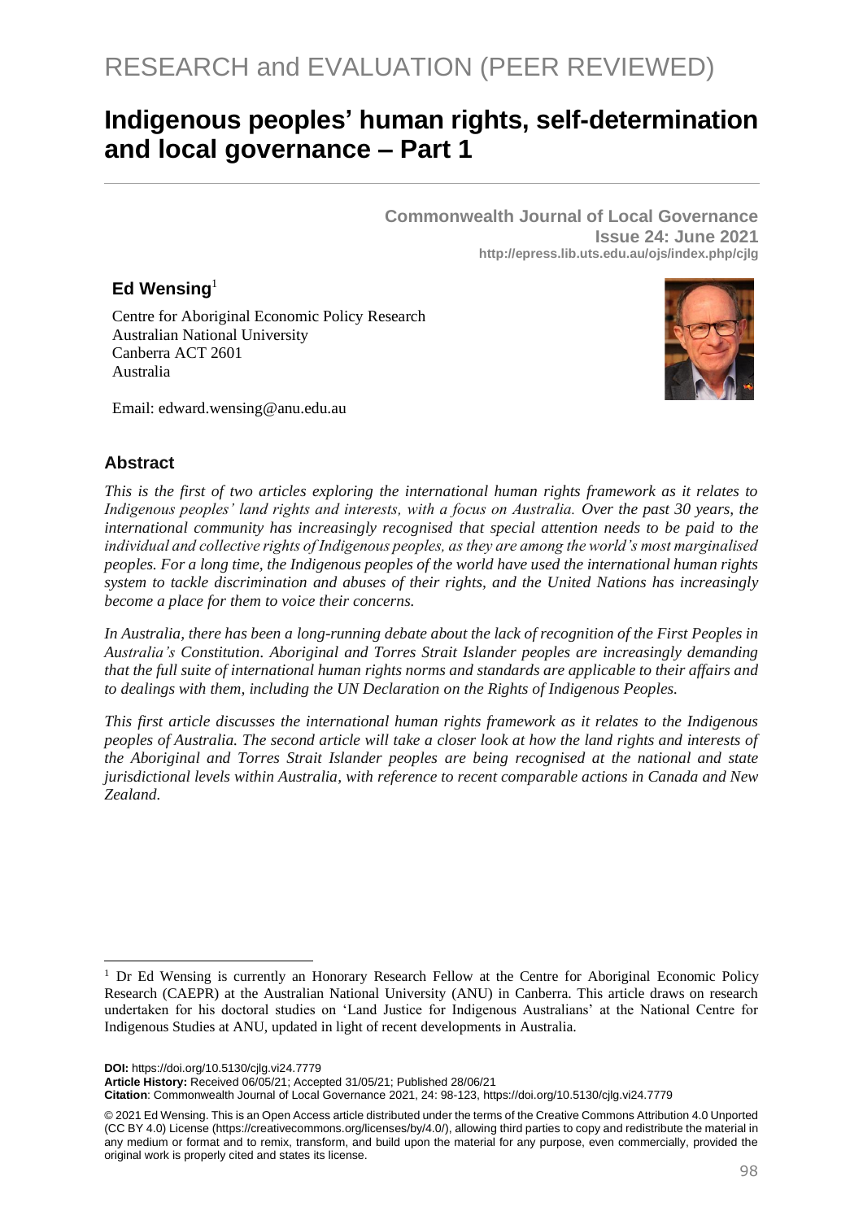RESEARCH and EVALUATION (PEER REVIEWED)

# Indigenous peoples' human rights, self-determination and local governance – Part 1

**Commonwealth Journal of Local Governance**
**Issue 24: June 2021**
**http://epress.lib.uts.edu.au/ojs/index.php/cjlg**

**Ed Wensing**[1]

Centre for Aboriginal Economic Policy Research
Australian National University
Canberra ACT 2601
Australia

Email: edward.wensing@anu.edu.au

## Abstract

*This is the first of two articles exploring the international human rights framework as it relates to Indigenous peoples' land rights and interests, with a focus on Australia. Over the past 30 years, the international community has increasingly recognised that special attention needs to be paid to the individual and collective rights of Indigenous peoples, as they are among the world's most marginalised peoples. For a long time, the Indigenous peoples of the world have used the international human rights system to tackle discrimination and abuses of their rights, and the United Nations has increasingly become a place for them to voice their concerns.*

*In Australia, there has been a long-running debate about the lack of recognition of the First Peoples in Australia's Constitution. Aboriginal and Torres Strait Islander peoples are increasingly demanding that the full suite of international human rights norms and standards are applicable to their affairs and to dealings with them, including the UN Declaration on the Rights of Indigenous Peoples.*

*This first article discusses the international human rights framework as it relates to the Indigenous peoples of Australia. The second article will take a closer look at how the land rights and interests of the Aboriginal and Torres Strait Islander peoples are being recognised at the national and state jurisdictional levels within Australia, with reference to recent comparable actions in Canada and New Zealand.*

[1] Dr Ed Wensing is currently an Honorary Research Fellow at the Centre for Aboriginal Economic Policy Research (CAEPR) at the Australian National University (ANU) in Canberra. This article draws on research undertaken for his doctoral studies on 'Land Justice for Indigenous Australians' at the National Centre for Indigenous Studies at ANU, updated in light of recent developments in Australia.

**DOI:** https://doi.org/10.5130/cjlg.vi24.7779
**Article History:** Received 06/05/21; Accepted 31/05/21; Published 28/06/21
**Citation**: Commonwealth Journal of Local Governance 2021, 24: 98-123, https://doi.org/10.5130/cjlg.vi24.7779

© 2021 Ed Wensing. This is an Open Access article distributed under the terms of the Creative Commons Attribution 4.0 Unported (CC BY 4.0) License (https://creativecommons.org/licenses/by/4.0/), allowing third parties to copy and redistribute the material in any medium or format and to remix, transform, and build upon the material for any purpose, even commercially, provided the original work is properly cited and states its license.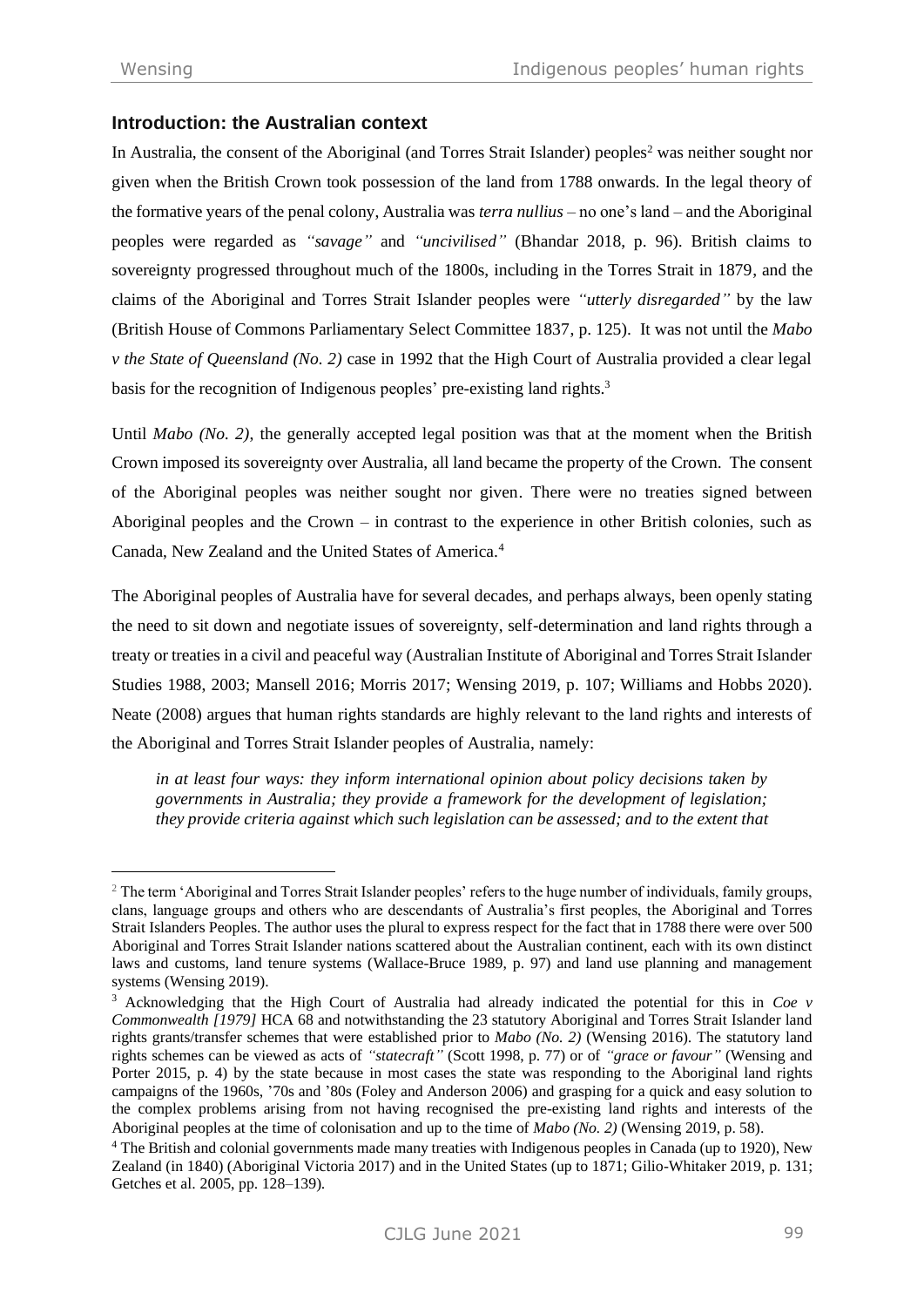## Introduction: the Australian context

In Australia, the consent of the Aboriginal (and Torres Strait Islander) peoples[2] was neither sought nor given when the British Crown took possession of the land from 1788 onwards. In the legal theory of the formative years of the penal colony, Australia was *terra nullius* – no one's land – and the Aboriginal peoples were regarded as *"savage"* and *"uncivilised"* (Bhandar 2018, p. 96). British claims to sovereignty progressed throughout much of the 1800s, including in the Torres Strait in 1879, and the claims of the Aboriginal and Torres Strait Islander peoples were *"utterly disregarded"* by the law (British House of Commons Parliamentary Select Committee 1837, p. 125). It was not until the *Mabo v the State of Queensland (No. 2)* case in 1992 that the High Court of Australia provided a clear legal basis for the recognition of Indigenous peoples' pre-existing land rights.[3]

Until *Mabo (No. 2)*, the generally accepted legal position was that at the moment when the British Crown imposed its sovereignty over Australia, all land became the property of the Crown. The consent of the Aboriginal peoples was neither sought nor given. There were no treaties signed between Aboriginal peoples and the Crown – in contrast to the experience in other British colonies, such as Canada, New Zealand and the United States of America.[4]

The Aboriginal peoples of Australia have for several decades, and perhaps always, been openly stating the need to sit down and negotiate issues of sovereignty, self-determination and land rights through a treaty or treaties in a civil and peaceful way (Australian Institute of Aboriginal and Torres Strait Islander Studies 1988, 2003; Mansell 2016; Morris 2017; Wensing 2019, p. 107; Williams and Hobbs 2020). Neate (2008) argues that human rights standards are highly relevant to the land rights and interests of the Aboriginal and Torres Strait Islander peoples of Australia, namely:

> *in at least four ways: they inform international opinion about policy decisions taken by governments in Australia; they provide a framework for the development of legislation; they provide criteria against which such legislation can be assessed; and to the extent that*

---

[2] The term 'Aboriginal and Torres Strait Islander peoples' refers to the huge number of individuals, family groups, clans, language groups and others who are descendants of Australia's first peoples, the Aboriginal and Torres Strait Islanders Peoples. The author uses the plural to express respect for the fact that in 1788 there were over 500 Aboriginal and Torres Strait Islander nations scattered about the Australian continent, each with its own distinct laws and customs, land tenure systems (Wallace-Bruce 1989, p. 97) and land use planning and management systems (Wensing 2019).

[3] Acknowledging that the High Court of Australia had already indicated the potential for this in *Coe v Commonwealth [1979]* HCA 68 and notwithstanding the 23 statutory Aboriginal and Torres Strait Islander land rights grants/transfer schemes that were established prior to *Mabo (No. 2)* (Wensing 2016). The statutory land rights schemes can be viewed as acts of *"statecraft"* (Scott 1998, p. 77) or of *"grace or favour"* (Wensing and Porter 2015, p. 4) by the state because in most cases the state was responding to the Aboriginal land rights campaigns of the 1960s, '70s and '80s (Foley and Anderson 2006) and grasping for a quick and easy solution to the complex problems arising from not having recognised the pre-existing land rights and interests of the Aboriginal peoples at the time of colonisation and up to the time of *Mabo (No. 2)* (Wensing 2019, p. 58).

[4] The British and colonial governments made many treaties with Indigenous peoples in Canada (up to 1920), New Zealand (in 1840) (Aboriginal Victoria 2017) and in the United States (up to 1871; Gilio-Whitaker 2019, p. 131; Getches et al. 2005, pp. 128–139).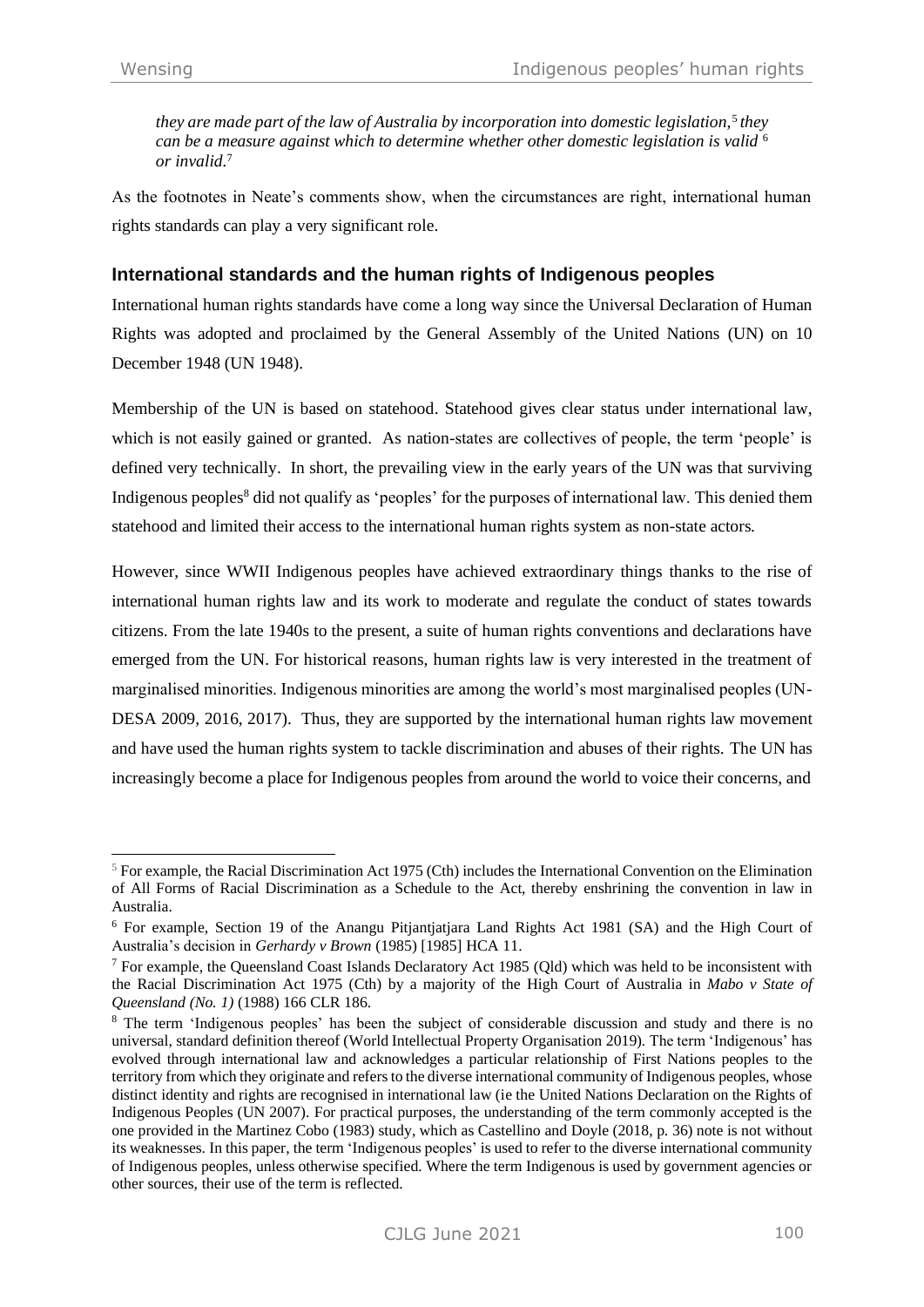*they are made part of the law of Australia by incorporation into domestic legislation,*[5] *they can be a measure against which to determine whether other domestic legislation is valid*[6] *or invalid.*[7]

As the footnotes in Neate's comments show, when the circumstances are right, international human rights standards can play a very significant role.

## International standards and the human rights of Indigenous peoples

International human rights standards have come a long way since the Universal Declaration of Human Rights was adopted and proclaimed by the General Assembly of the United Nations (UN) on 10 December 1948 (UN 1948).

Membership of the UN is based on statehood. Statehood gives clear status under international law, which is not easily gained or granted. As nation-states are collectives of people, the term 'people' is defined very technically. In short, the prevailing view in the early years of the UN was that surviving Indigenous peoples[8] did not qualify as 'peoples' for the purposes of international law. This denied them statehood and limited their access to the international human rights system as non-state actors.

However, since WWII Indigenous peoples have achieved extraordinary things thanks to the rise of international human rights law and its work to moderate and regulate the conduct of states towards citizens. From the late 1940s to the present, a suite of human rights conventions and declarations have emerged from the UN. For historical reasons, human rights law is very interested in the treatment of marginalised minorities. Indigenous minorities are among the world's most marginalised peoples (UN-DESA 2009, 2016, 2017). Thus, they are supported by the international human rights law movement and have used the human rights system to tackle discrimination and abuses of their rights. The UN has increasingly become a place for Indigenous peoples from around the world to voice their concerns, and

---

[5] For example, the Racial Discrimination Act 1975 (Cth) includes the International Convention on the Elimination of All Forms of Racial Discrimination as a Schedule to the Act, thereby enshrining the convention in law in Australia.

[6] For example, Section 19 of the Anangu Pitjantjatjara Land Rights Act 1981 (SA) and the High Court of Australia's decision in *Gerhardy v Brown* (1985) [1985] HCA 11.

[7] For example, the Queensland Coast Islands Declaratory Act 1985 (Qld) which was held to be inconsistent with the Racial Discrimination Act 1975 (Cth) by a majority of the High Court of Australia in *Mabo v State of Queensland (No. 1)* (1988) 166 CLR 186.

[8] The term 'Indigenous peoples' has been the subject of considerable discussion and study and there is no universal, standard definition thereof (World Intellectual Property Organisation 2019). The term 'Indigenous' has evolved through international law and acknowledges a particular relationship of First Nations peoples to the territory from which they originate and refers to the diverse international community of Indigenous peoples, whose distinct identity and rights are recognised in international law (ie the United Nations Declaration on the Rights of Indigenous Peoples (UN 2007). For practical purposes, the understanding of the term commonly accepted is the one provided in the Martinez Cobo (1983) study, which as Castellino and Doyle (2018, p. 36) note is not without its weaknesses. In this paper, the term 'Indigenous peoples' is used to refer to the diverse international community of Indigenous peoples, unless otherwise specified. Where the term Indigenous is used by government agencies or other sources, their use of the term is reflected.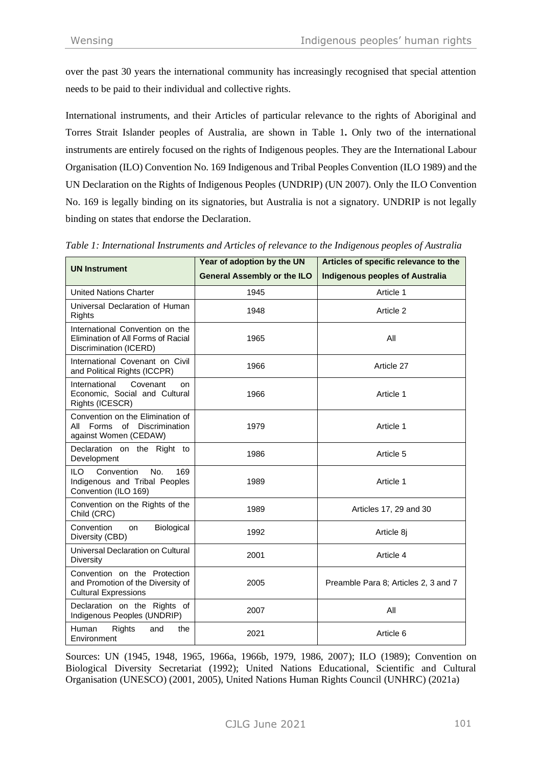over the past 30 years the international community has increasingly recognised that special attention needs to be paid to their individual and collective rights.

International instruments, and their Articles of particular relevance to the rights of Aboriginal and Torres Strait Islander peoples of Australia, are shown in Table 1**.** Only two of the international instruments are entirely focused on the rights of Indigenous peoples. They are the International Labour Organisation (ILO) Convention No. 169 Indigenous and Tribal Peoples Convention (ILO 1989) and the UN Declaration on the Rights of Indigenous Peoples (UNDRIP) (UN 2007). Only the ILO Convention No. 169 is legally binding on its signatories, but Australia is not a signatory. UNDRIP is not legally binding on states that endorse the Declaration.

*Table 1: International Instruments and Articles of relevance to the Indigenous peoples of Australia*

| UN Instrument | Year of adoption by the UN General Assembly or the ILO | Articles of specific relevance to the Indigenous peoples of Australia |
|---|---|---|
| United Nations Charter | 1945 | Article 1 |
| Universal Declaration of Human Rights | 1948 | Article 2 |
| International Convention on the Elimination of All Forms of Racial Discrimination (ICERD) | 1965 | All |
| International Covenant on Civil and Political Rights (ICCPR) | 1966 | Article 27 |
| International Covenant on Economic, Social and Cultural Rights (ICESCR) | 1966 | Article 1 |
| Convention on the Elimination of All Forms of Discrimination against Women (CEDAW) | 1979 | Article 1 |
| Declaration on the Right to Development | 1986 | Article 5 |
| ILO Convention No. 169 Indigenous and Tribal Peoples Convention (ILO 169) | 1989 | Article 1 |
| Convention on the Rights of the Child (CRC) | 1989 | Articles 17, 29 and 30 |
| Convention on Biological Diversity (CBD) | 1992 | Article 8j |
| Universal Declaration on Cultural Diversity | 2001 | Article 4 |
| Convention on the Protection and Promotion of the Diversity of Cultural Expressions | 2005 | Preamble Para 8; Articles 2, 3 and 7 |
| Declaration on the Rights of Indigenous Peoples (UNDRIP) | 2007 | All |
| Human Rights and the Environment | 2021 | Article 6 |

Sources: UN (1945, 1948, 1965, 1966a, 1966b, 1979, 1986, 2007); ILO (1989); Convention on Biological Diversity Secretariat (1992); United Nations Educational, Scientific and Cultural Organisation (UNESCO) (2001, 2005), United Nations Human Rights Council (UNHRC) (2021a)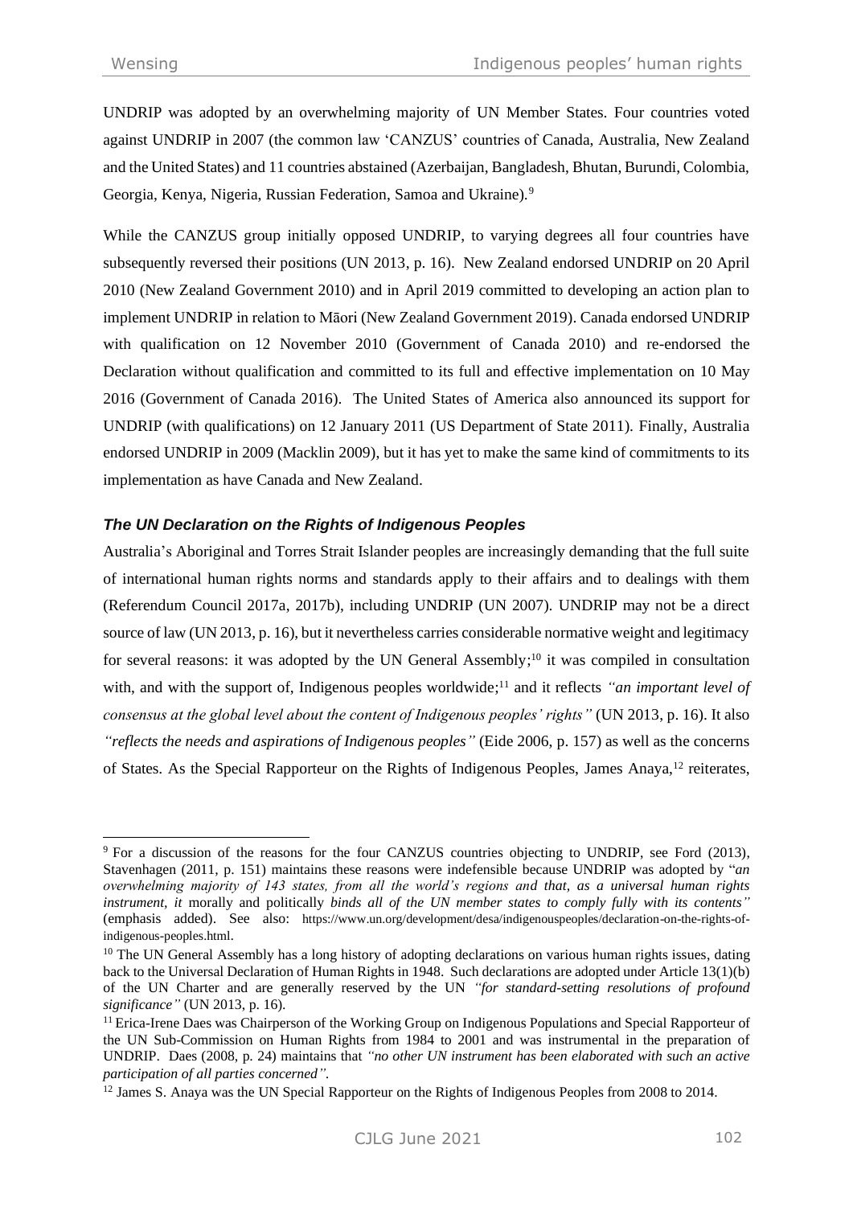UNDRIP was adopted by an overwhelming majority of UN Member States. Four countries voted against UNDRIP in 2007 (the common law 'CANZUS' countries of Canada, Australia, New Zealand and the United States) and 11 countries abstained (Azerbaijan, Bangladesh, Bhutan, Burundi, Colombia, Georgia, Kenya, Nigeria, Russian Federation, Samoa and Ukraine).[9]

While the CANZUS group initially opposed UNDRIP, to varying degrees all four countries have subsequently reversed their positions (UN 2013, p. 16). New Zealand endorsed UNDRIP on 20 April 2010 (New Zealand Government 2010) and in April 2019 committed to developing an action plan to implement UNDRIP in relation to Māori (New Zealand Government 2019). Canada endorsed UNDRIP with qualification on 12 November 2010 (Government of Canada 2010) and re-endorsed the Declaration without qualification and committed to its full and effective implementation on 10 May 2016 (Government of Canada 2016). The United States of America also announced its support for UNDRIP (with qualifications) on 12 January 2011 (US Department of State 2011). Finally, Australia endorsed UNDRIP in 2009 (Macklin 2009), but it has yet to make the same kind of commitments to its implementation as have Canada and New Zealand.

### *The UN Declaration on the Rights of Indigenous Peoples*

Australia's Aboriginal and Torres Strait Islander peoples are increasingly demanding that the full suite of international human rights norms and standards apply to their affairs and to dealings with them (Referendum Council 2017a, 2017b), including UNDRIP (UN 2007). UNDRIP may not be a direct source of law (UN 2013, p. 16), but it nevertheless carries considerable normative weight and legitimacy for several reasons: it was adopted by the UN General Assembly;[10] it was compiled in consultation with, and with the support of, Indigenous peoples worldwide;[11] and it reflects *"an important level of consensus at the global level about the content of Indigenous peoples' rights"* (UN 2013, p. 16). It also *"reflects the needs and aspirations of Indigenous peoples"* (Eide 2006, p. 157) as well as the concerns of States. As the Special Rapporteur on the Rights of Indigenous Peoples, James Anaya,[12] reiterates,

---

[9] For a discussion of the reasons for the four CANZUS countries objecting to UNDRIP, see Ford (2013), Stavenhagen (2011, p. 151) maintains these reasons were indefensible because UNDRIP was adopted by "*an overwhelming majority of 143 states, from all the world's regions and that, as a universal human rights instrument, it* morally and politically *binds all of the UN member states to comply fully with its contents"* (emphasis added). See also: https://www.un.org/development/desa/indigenouspeoples/declaration-on-the-rights-of-indigenous-peoples.html.

[10] The UN General Assembly has a long history of adopting declarations on various human rights issues, dating back to the Universal Declaration of Human Rights in 1948. Such declarations are adopted under Article 13(1)(b) of the UN Charter and are generally reserved by the UN *"for standard-setting resolutions of profound significance"* (UN 2013, p. 16).

[11] Erica-Irene Daes was Chairperson of the Working Group on Indigenous Populations and Special Rapporteur of the UN Sub-Commission on Human Rights from 1984 to 2001 and was instrumental in the preparation of UNDRIP. Daes (2008, p. 24) maintains that *"no other UN instrument has been elaborated with such an active participation of all parties concerned"*.

[12] James S. Anaya was the UN Special Rapporteur on the Rights of Indigenous Peoples from 2008 to 2014.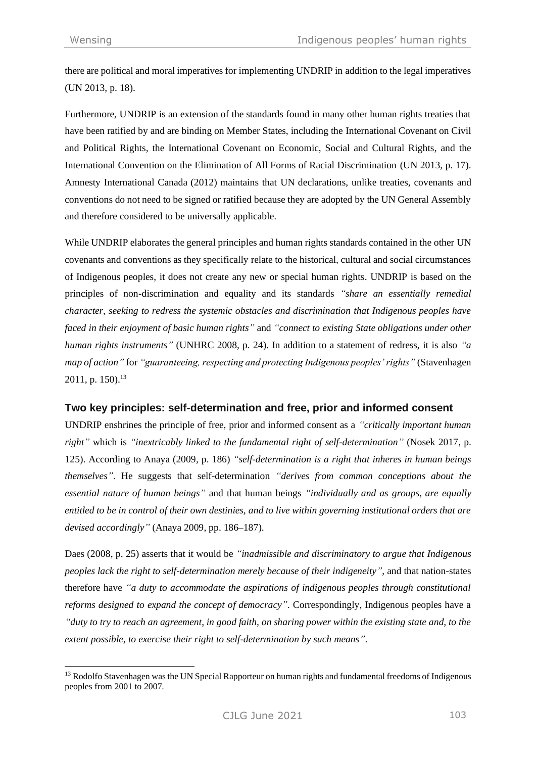there are political and moral imperatives for implementing UNDRIP in addition to the legal imperatives (UN 2013, p. 18).

Furthermore, UNDRIP is an extension of the standards found in many other human rights treaties that have been ratified by and are binding on Member States, including the International Covenant on Civil and Political Rights, the International Covenant on Economic, Social and Cultural Rights, and the International Convention on the Elimination of All Forms of Racial Discrimination (UN 2013, p. 17). Amnesty International Canada (2012) maintains that UN declarations, unlike treaties, covenants and conventions do not need to be signed or ratified because they are adopted by the UN General Assembly and therefore considered to be universally applicable.

While UNDRIP elaborates the general principles and human rights standards contained in the other UN covenants and conventions as they specifically relate to the historical, cultural and social circumstances of Indigenous peoples, it does not create any new or special human rights. UNDRIP is based on the principles of non-discrimination and equality and its standards *"share an essentially remedial character, seeking to redress the systemic obstacles and discrimination that Indigenous peoples have faced in their enjoyment of basic human rights"* and *"connect to existing State obligations under other human rights instruments"* (UNHRC 2008, p. 24). In addition to a statement of redress, it is also *"a map of action"* for *"guaranteeing, respecting and protecting Indigenous peoples' rights"* (Stavenhagen 2011, p. 150).[13]

## Two key principles: self-determination and free, prior and informed consent

UNDRIP enshrines the principle of free, prior and informed consent as a *"critically important human right"* which is *"inextricably linked to the fundamental right of self-determination"* (Nosek 2017, p. 125). According to Anaya (2009, p. 186) *"self-determination is a right that inheres in human beings themselves"*. He suggests that self-determination *"derives from common conceptions about the essential nature of human beings"* and that human beings *"individually and as groups, are equally entitled to be in control of their own destinies, and to live within governing institutional orders that are devised accordingly"* (Anaya 2009, pp. 186–187).

Daes (2008, p. 25) asserts that it would be *"inadmissible and discriminatory to argue that Indigenous peoples lack the right to self-determination merely because of their indigeneity"*, and that nation-states therefore have *"a duty to accommodate the aspirations of indigenous peoples through constitutional reforms designed to expand the concept of democracy"*. Correspondingly, Indigenous peoples have a *"duty to try to reach an agreement, in good faith, on sharing power within the existing state and, to the extent possible, to exercise their right to self-determination by such means"*.

[13] Rodolfo Stavenhagen was the UN Special Rapporteur on human rights and fundamental freedoms of Indigenous peoples from 2001 to 2007.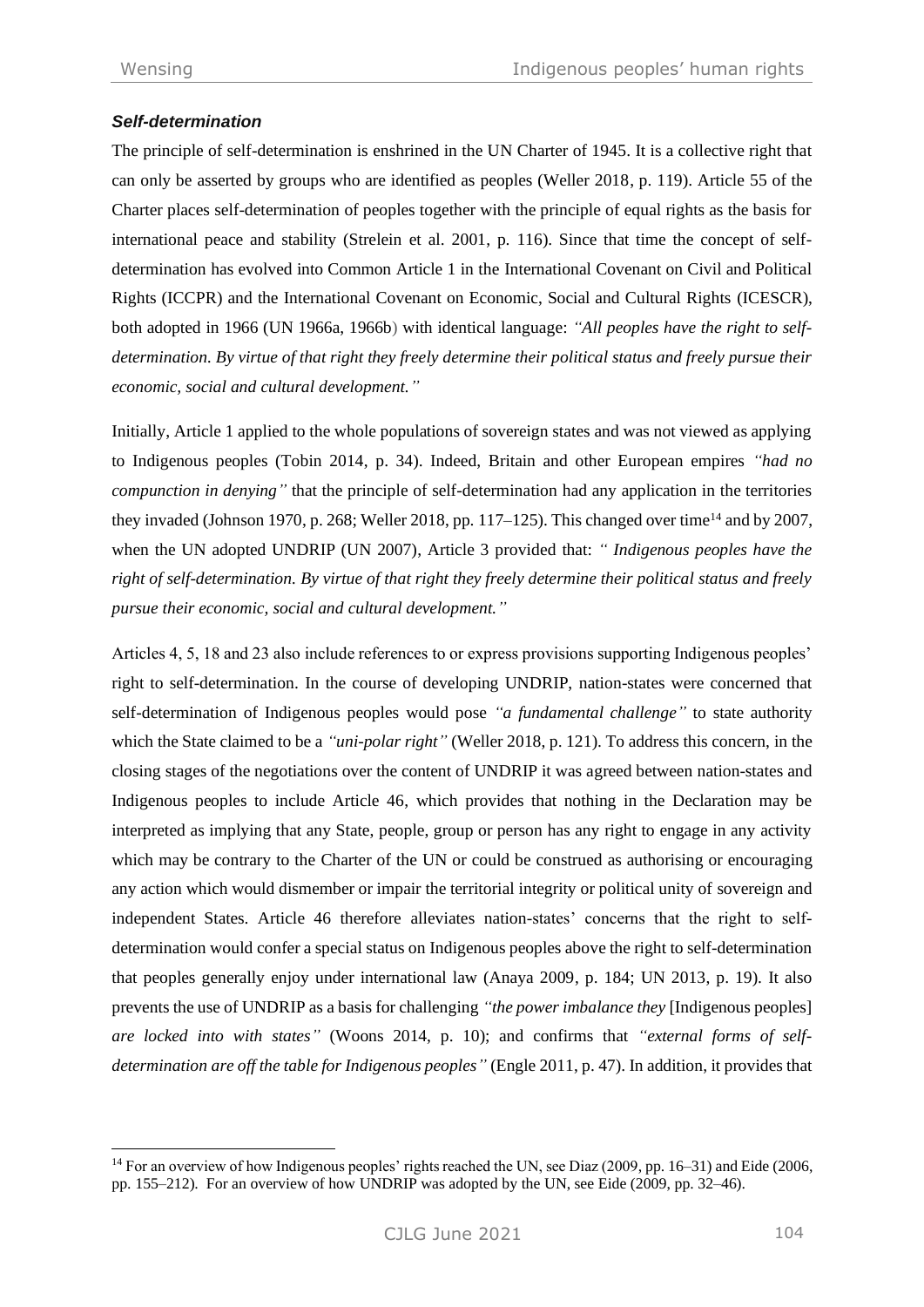### ***Self-determination***

The principle of self-determination is enshrined in the UN Charter of 1945. It is a collective right that can only be asserted by groups who are identified as peoples (Weller 2018, p. 119). Article 55 of the Charter places self-determination of peoples together with the principle of equal rights as the basis for international peace and stability (Strelein et al. 2001, p. 116). Since that time the concept of self-determination has evolved into Common Article 1 in the International Covenant on Civil and Political Rights (ICCPR) and the International Covenant on Economic, Social and Cultural Rights (ICESCR), both adopted in 1966 (UN 1966a, 1966b) with identical language: *"All peoples have the right to self-determination. By virtue of that right they freely determine their political status and freely pursue their economic, social and cultural development."*

Initially, Article 1 applied to the whole populations of sovereign states and was not viewed as applying to Indigenous peoples (Tobin 2014, p. 34). Indeed, Britain and other European empires *"had no compunction in denying"* that the principle of self-determination had any application in the territories they invaded (Johnson 1970, p. 268; Weller 2018, pp. 117–125). This changed over time[14] and by 2007, when the UN adopted UNDRIP (UN 2007), Article 3 provided that: *" Indigenous peoples have the right of self-determination. By virtue of that right they freely determine their political status and freely pursue their economic, social and cultural development."*

Articles 4, 5, 18 and 23 also include references to or express provisions supporting Indigenous peoples' right to self-determination. In the course of developing UNDRIP, nation-states were concerned that self-determination of Indigenous peoples would pose *"a fundamental challenge"* to state authority which the State claimed to be a *"uni-polar right"* (Weller 2018, p. 121). To address this concern, in the closing stages of the negotiations over the content of UNDRIP it was agreed between nation-states and Indigenous peoples to include Article 46, which provides that nothing in the Declaration may be interpreted as implying that any State, people, group or person has any right to engage in any activity which may be contrary to the Charter of the UN or could be construed as authorising or encouraging any action which would dismember or impair the territorial integrity or political unity of sovereign and independent States. Article 46 therefore alleviates nation-states' concerns that the right to self-determination would confer a special status on Indigenous peoples above the right to self-determination that peoples generally enjoy under international law (Anaya 2009, p. 184; UN 2013, p. 19). It also prevents the use of UNDRIP as a basis for challenging *"the power imbalance they* [Indigenous peoples] *are locked into with states"* (Woons 2014, p. 10); and confirms that *"external forms of self-determination are off the table for Indigenous peoples"* (Engle 2011, p. 47). In addition, it provides that

[14] For an overview of how Indigenous peoples' rights reached the UN, see Diaz (2009, pp. 16–31) and Eide (2006, pp. 155–212). For an overview of how UNDRIP was adopted by the UN, see Eide (2009, pp. 32–46).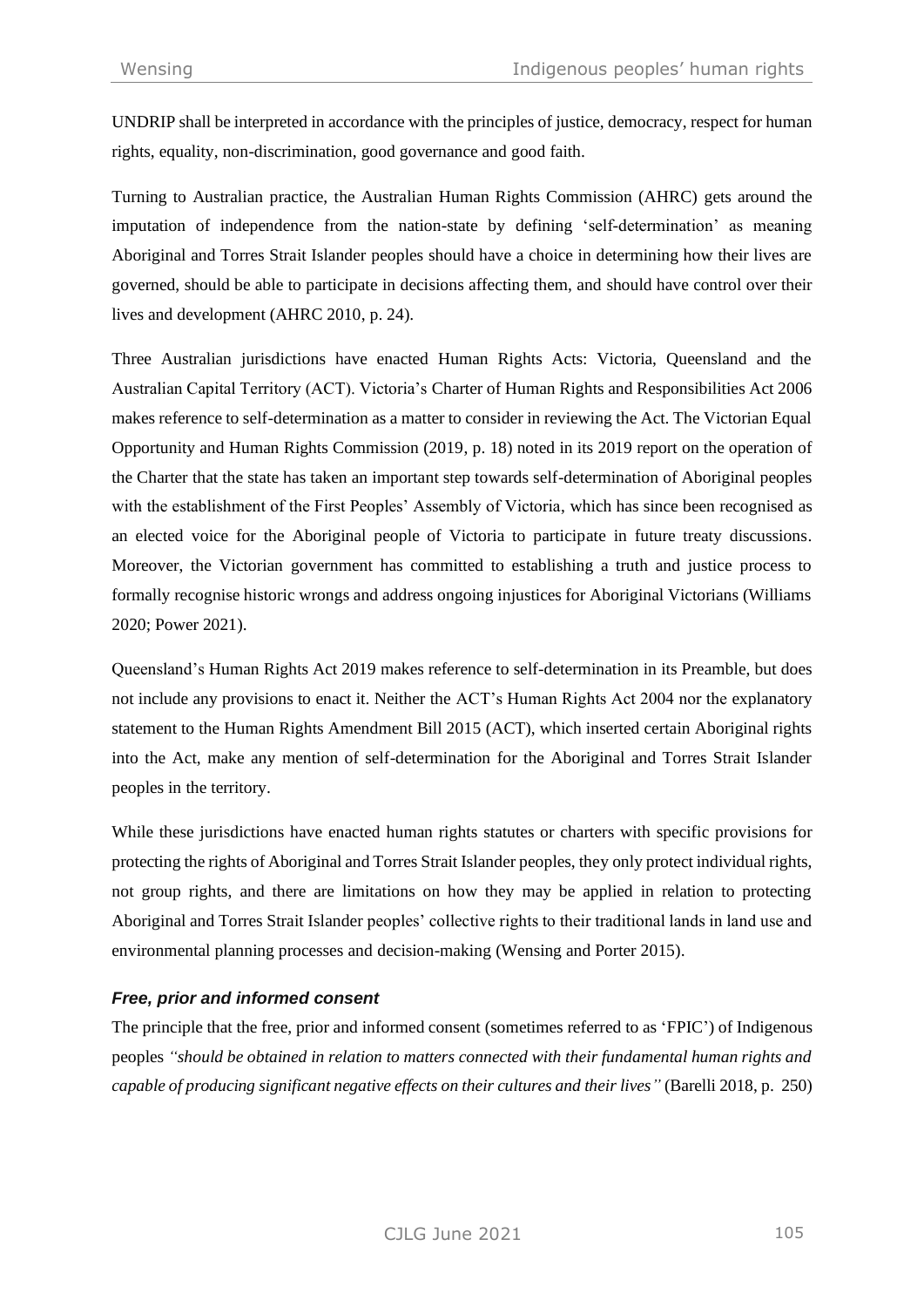UNDRIP shall be interpreted in accordance with the principles of justice, democracy, respect for human rights, equality, non-discrimination, good governance and good faith.

Turning to Australian practice, the Australian Human Rights Commission (AHRC) gets around the imputation of independence from the nation-state by defining 'self-determination' as meaning Aboriginal and Torres Strait Islander peoples should have a choice in determining how their lives are governed, should be able to participate in decisions affecting them, and should have control over their lives and development (AHRC 2010, p. 24).

Three Australian jurisdictions have enacted Human Rights Acts: Victoria, Queensland and the Australian Capital Territory (ACT). Victoria's Charter of Human Rights and Responsibilities Act 2006 makes reference to self-determination as a matter to consider in reviewing the Act. The Victorian Equal Opportunity and Human Rights Commission (2019, p. 18) noted in its 2019 report on the operation of the Charter that the state has taken an important step towards self-determination of Aboriginal peoples with the establishment of the First Peoples' Assembly of Victoria, which has since been recognised as an elected voice for the Aboriginal people of Victoria to participate in future treaty discussions. Moreover, the Victorian government has committed to establishing a truth and justice process to formally recognise historic wrongs and address ongoing injustices for Aboriginal Victorians (Williams 2020; Power 2021).

Queensland's Human Rights Act 2019 makes reference to self-determination in its Preamble, but does not include any provisions to enact it. Neither the ACT's Human Rights Act 2004 nor the explanatory statement to the Human Rights Amendment Bill 2015 (ACT), which inserted certain Aboriginal rights into the Act, make any mention of self-determination for the Aboriginal and Torres Strait Islander peoples in the territory.

While these jurisdictions have enacted human rights statutes or charters with specific provisions for protecting the rights of Aboriginal and Torres Strait Islander peoples, they only protect individual rights, not group rights, and there are limitations on how they may be applied in relation to protecting Aboriginal and Torres Strait Islander peoples' collective rights to their traditional lands in land use and environmental planning processes and decision-making (Wensing and Porter 2015).

### *Free, prior and informed consent*

The principle that the free, prior and informed consent (sometimes referred to as 'FPIC') of Indigenous peoples *"should be obtained in relation to matters connected with their fundamental human rights and capable of producing significant negative effects on their cultures and their lives"* (Barelli 2018, p. 250)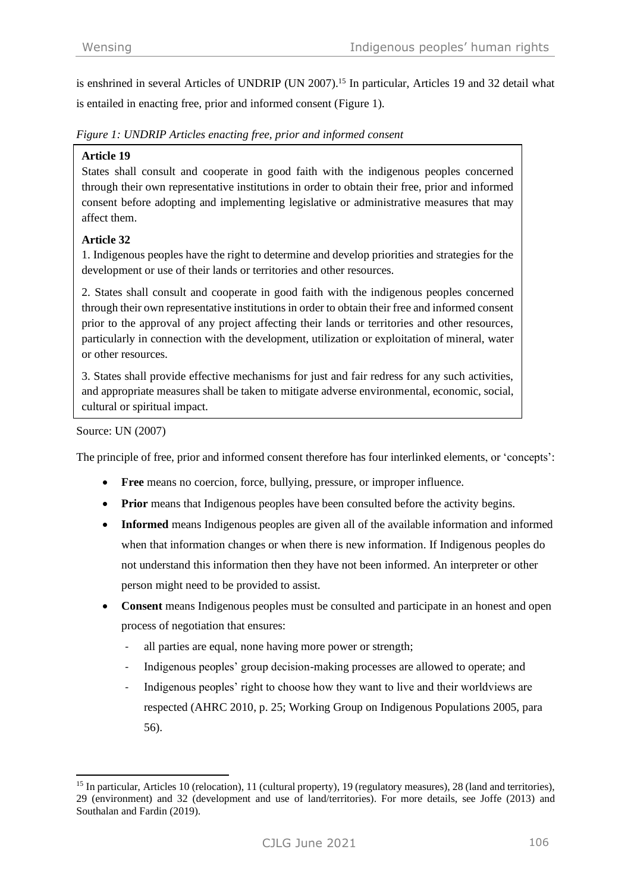is enshrined in several Articles of UNDRIP (UN 2007).[15] In particular, Articles 19 and 32 detail what is entailed in enacting free, prior and informed consent (Figure 1).

*Figure 1: UNDRIP Articles enacting free, prior and informed consent*

> **Article 19**
>
> States shall consult and cooperate in good faith with the indigenous peoples concerned through their own representative institutions in order to obtain their free, prior and informed consent before adopting and implementing legislative or administrative measures that may affect them.
>
> **Article 32**
>
> 1. Indigenous peoples have the right to determine and develop priorities and strategies for the development or use of their lands or territories and other resources.
>
> 2. States shall consult and cooperate in good faith with the indigenous peoples concerned through their own representative institutions in order to obtain their free and informed consent prior to the approval of any project affecting their lands or territories and other resources, particularly in connection with the development, utilization or exploitation of mineral, water or other resources.
>
> 3. States shall provide effective mechanisms for just and fair redress for any such activities, and appropriate measures shall be taken to mitigate adverse environmental, economic, social, cultural or spiritual impact.

Source: UN (2007)

The principle of free, prior and informed consent therefore has four interlinked elements, or 'concepts':

- **Free** means no coercion, force, bullying, pressure, or improper influence.
- **Prior** means that Indigenous peoples have been consulted before the activity begins.
- **Informed** means Indigenous peoples are given all of the available information and informed when that information changes or when there is new information. If Indigenous peoples do not understand this information then they have not been informed. An interpreter or other person might need to be provided to assist.
- **Consent** means Indigenous peoples must be consulted and participate in an honest and open process of negotiation that ensures:
  - all parties are equal, none having more power or strength;
  - Indigenous peoples' group decision-making processes are allowed to operate; and
  - Indigenous peoples' right to choose how they want to live and their worldviews are respected (AHRC 2010, p. 25; Working Group on Indigenous Populations 2005, para 56).

---

[15] In particular, Articles 10 (relocation), 11 (cultural property), 19 (regulatory measures), 28 (land and territories), 29 (environment) and 32 (development and use of land/territories). For more details, see Joffe (2013) and Southalan and Fardin (2019).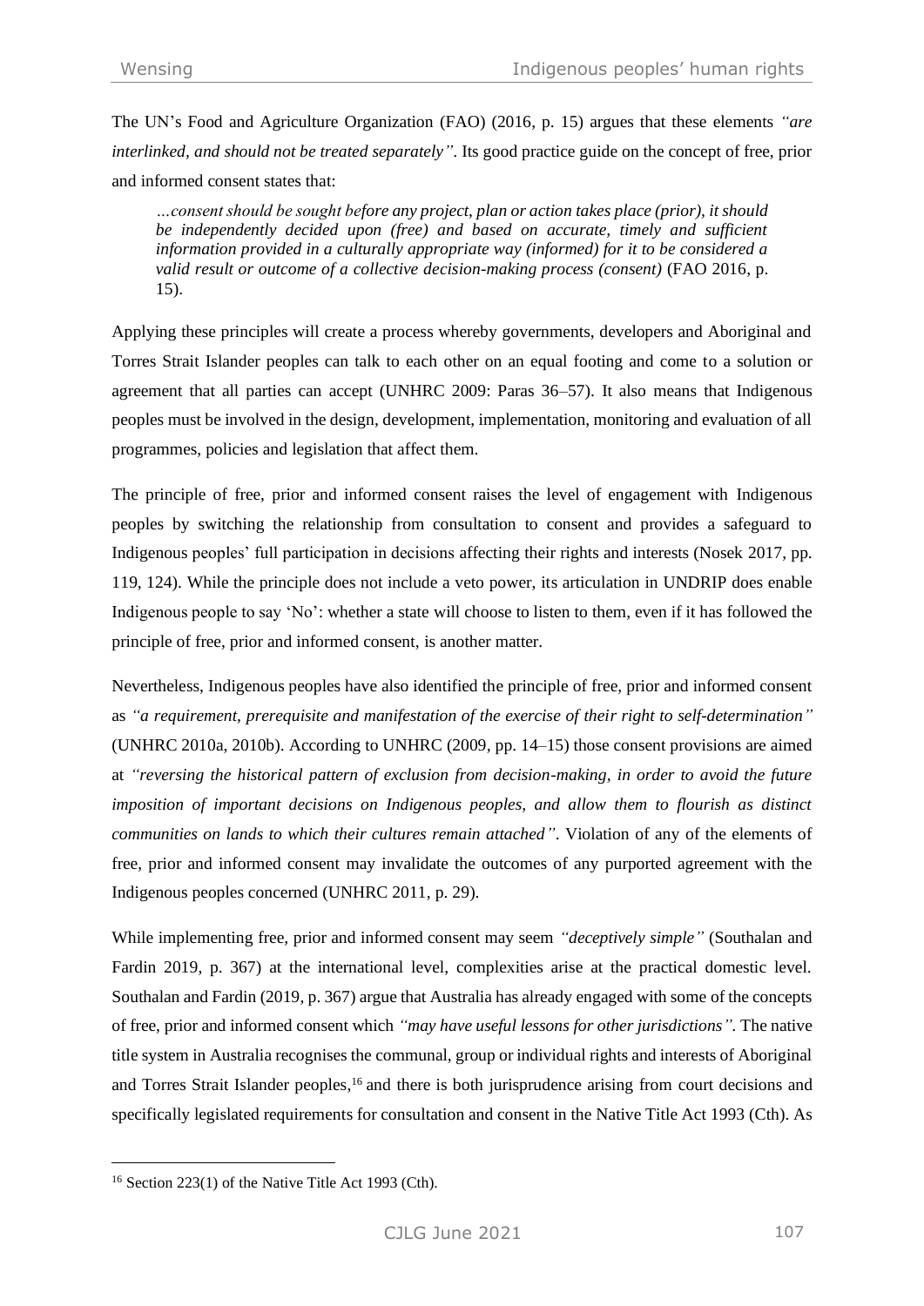The UN's Food and Agriculture Organization (FAO) (2016, p. 15) argues that these elements *"are interlinked, and should not be treated separately"*. Its good practice guide on the concept of free, prior and informed consent states that:

> *…consent should be sought before any project, plan or action takes place (prior), it should be independently decided upon (free) and based on accurate, timely and sufficient information provided in a culturally appropriate way (informed) for it to be considered a valid result or outcome of a collective decision-making process (consent)* (FAO 2016, p. 15).

Applying these principles will create a process whereby governments, developers and Aboriginal and Torres Strait Islander peoples can talk to each other on an equal footing and come to a solution or agreement that all parties can accept (UNHRC 2009: Paras 36–57). It also means that Indigenous peoples must be involved in the design, development, implementation, monitoring and evaluation of all programmes, policies and legislation that affect them.

The principle of free, prior and informed consent raises the level of engagement with Indigenous peoples by switching the relationship from consultation to consent and provides a safeguard to Indigenous peoples' full participation in decisions affecting their rights and interests (Nosek 2017, pp. 119, 124). While the principle does not include a veto power, its articulation in UNDRIP does enable Indigenous people to say 'No': whether a state will choose to listen to them, even if it has followed the principle of free, prior and informed consent, is another matter.

Nevertheless, Indigenous peoples have also identified the principle of free, prior and informed consent as *"a requirement, prerequisite and manifestation of the exercise of their right to self-determination"* (UNHRC 2010a, 2010b). According to UNHRC (2009, pp. 14–15) those consent provisions are aimed at *"reversing the historical pattern of exclusion from decision-making, in order to avoid the future imposition of important decisions on Indigenous peoples, and allow them to flourish as distinct communities on lands to which their cultures remain attached"*. Violation of any of the elements of free, prior and informed consent may invalidate the outcomes of any purported agreement with the Indigenous peoples concerned (UNHRC 2011, p. 29).

While implementing free, prior and informed consent may seem *"deceptively simple"* (Southalan and Fardin 2019, p. 367) at the international level, complexities arise at the practical domestic level. Southalan and Fardin (2019, p. 367) argue that Australia has already engaged with some of the concepts of free, prior and informed consent which *"may have useful lessons for other jurisdictions"*. The native title system in Australia recognises the communal, group or individual rights and interests of Aboriginal and Torres Strait Islander peoples,[16] and there is both jurisprudence arising from court decisions and specifically legislated requirements for consultation and consent in the Native Title Act 1993 (Cth). As

[16] Section 223(1) of the Native Title Act 1993 (Cth).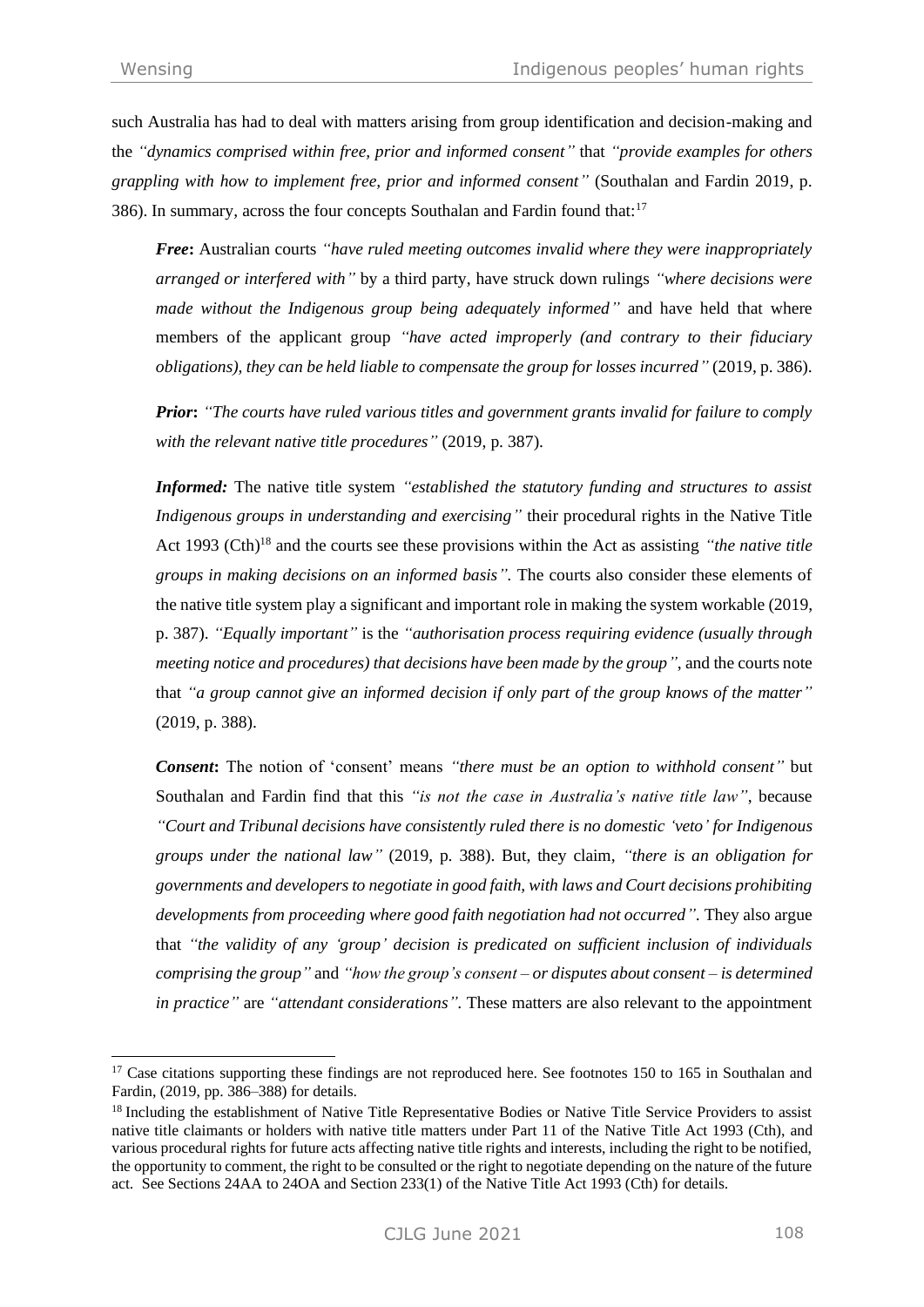such Australia has had to deal with matters arising from group identification and decision-making and the *"dynamics comprised within free, prior and informed consent"* that *"provide examples for others grappling with how to implement free, prior and informed consent"* (Southalan and Fardin 2019, p. 386). In summary, across the four concepts Southalan and Fardin found that:[17]

> ***Free*:** Australian courts *"have ruled meeting outcomes invalid where they were inappropriately arranged or interfered with"* by a third party, have struck down rulings *"where decisions were made without the Indigenous group being adequately informed"* and have held that where members of the applicant group *"have acted improperly (and contrary to their fiduciary obligations), they can be held liable to compensate the group for losses incurred"* (2019, p. 386).
>
> ***Prior*:** *"The courts have ruled various titles and government grants invalid for failure to comply with the relevant native title procedures"* (2019, p. 387).
>
> ***Informed:*** The native title system *"established the statutory funding and structures to assist Indigenous groups in understanding and exercising"* their procedural rights in the Native Title Act 1993 (Cth)[18] and the courts see these provisions within the Act as assisting *"the native title groups in making decisions on an informed basis"*. The courts also consider these elements of the native title system play a significant and important role in making the system workable (2019, p. 387). *"Equally important"* is the *"authorisation process requiring evidence (usually through meeting notice and procedures) that decisions have been made by the group"*, and the courts note that *"a group cannot give an informed decision if only part of the group knows of the matter"* (2019, p. 388).
>
> ***Consent*:** The notion of 'consent' means *"there must be an option to withhold consent"* but Southalan and Fardin find that this *"is not the case in Australia's native title law"*, because *"Court and Tribunal decisions have consistently ruled there is no domestic 'veto' for Indigenous groups under the national law"* (2019, p. 388). But, they claim, *"there is an obligation for governments and developers to negotiate in good faith, with laws and Court decisions prohibiting developments from proceeding where good faith negotiation had not occurred"*. They also argue that *"the validity of any 'group' decision is predicated on sufficient inclusion of individuals comprising the group"* and *"how the group's consent – or disputes about consent – is determined in practice"* are *"attendant considerations"*. These matters are also relevant to the appointment

---

[17] Case citations supporting these findings are not reproduced here. See footnotes 150 to 165 in Southalan and Fardin, (2019, pp. 386–388) for details.

[18] Including the establishment of Native Title Representative Bodies or Native Title Service Providers to assist native title claimants or holders with native title matters under Part 11 of the Native Title Act 1993 (Cth), and various procedural rights for future acts affecting native title rights and interests, including the right to be notified, the opportunity to comment, the right to be consulted or the right to negotiate depending on the nature of the future act. See Sections 24AA to 24OA and Section 233(1) of the Native Title Act 1993 (Cth) for details.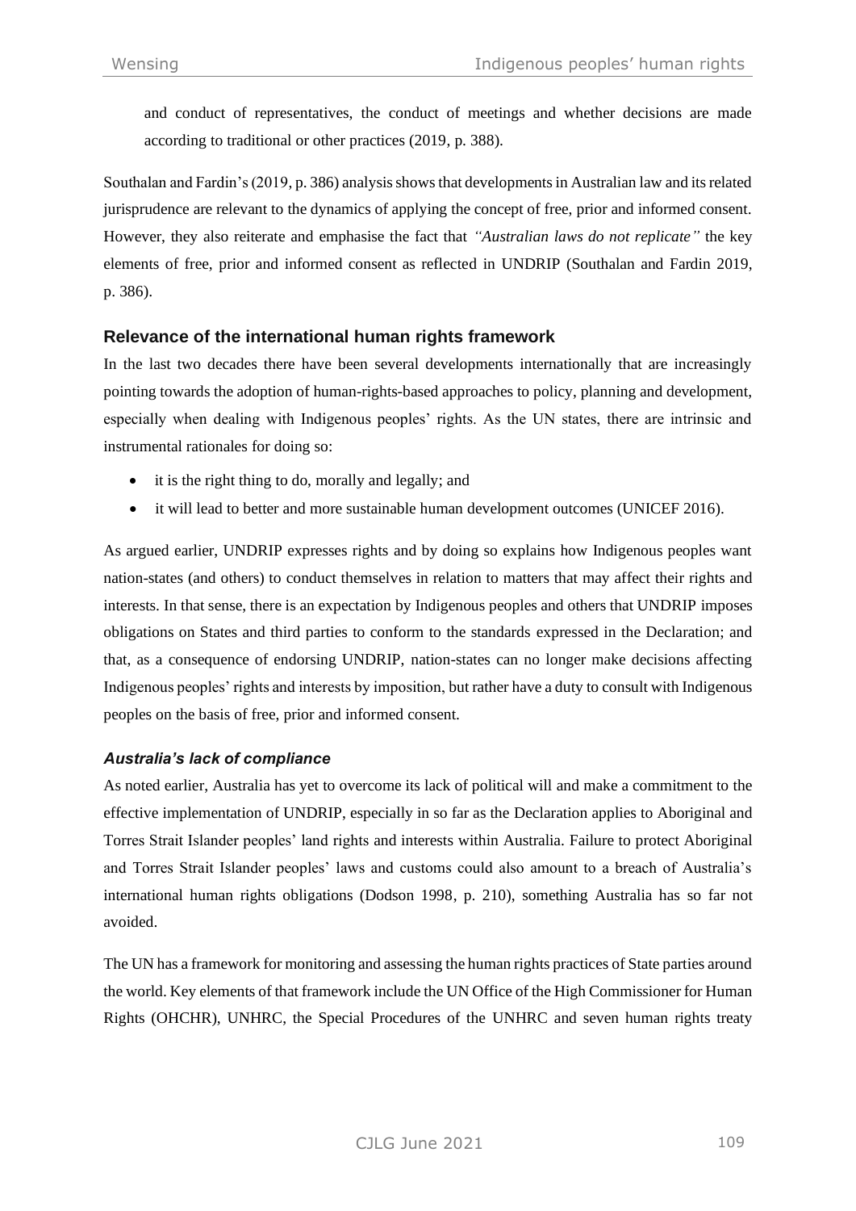and conduct of representatives, the conduct of meetings and whether decisions are made according to traditional or other practices (2019, p. 388).

Southalan and Fardin's (2019, p. 386) analysis shows that developments in Australian law and its related jurisprudence are relevant to the dynamics of applying the concept of free, prior and informed consent. However, they also reiterate and emphasise the fact that *"Australian laws do not replicate"* the key elements of free, prior and informed consent as reflected in UNDRIP (Southalan and Fardin 2019, p. 386).

## Relevance of the international human rights framework

In the last two decades there have been several developments internationally that are increasingly pointing towards the adoption of human-rights-based approaches to policy, planning and development, especially when dealing with Indigenous peoples' rights. As the UN states, there are intrinsic and instrumental rationales for doing so:

- it is the right thing to do, morally and legally; and
- it will lead to better and more sustainable human development outcomes (UNICEF 2016).

As argued earlier, UNDRIP expresses rights and by doing so explains how Indigenous peoples want nation-states (and others) to conduct themselves in relation to matters that may affect their rights and interests. In that sense, there is an expectation by Indigenous peoples and others that UNDRIP imposes obligations on States and third parties to conform to the standards expressed in the Declaration; and that, as a consequence of endorsing UNDRIP, nation-states can no longer make decisions affecting Indigenous peoples' rights and interests by imposition, but rather have a duty to consult with Indigenous peoples on the basis of free, prior and informed consent.

### *Australia's lack of compliance*

As noted earlier, Australia has yet to overcome its lack of political will and make a commitment to the effective implementation of UNDRIP, especially in so far as the Declaration applies to Aboriginal and Torres Strait Islander peoples' land rights and interests within Australia. Failure to protect Aboriginal and Torres Strait Islander peoples' laws and customs could also amount to a breach of Australia's international human rights obligations (Dodson 1998, p. 210), something Australia has so far not avoided.

The UN has a framework for monitoring and assessing the human rights practices of State parties around the world. Key elements of that framework include the UN Office of the High Commissioner for Human Rights (OHCHR), UNHRC, the Special Procedures of the UNHRC and seven human rights treaty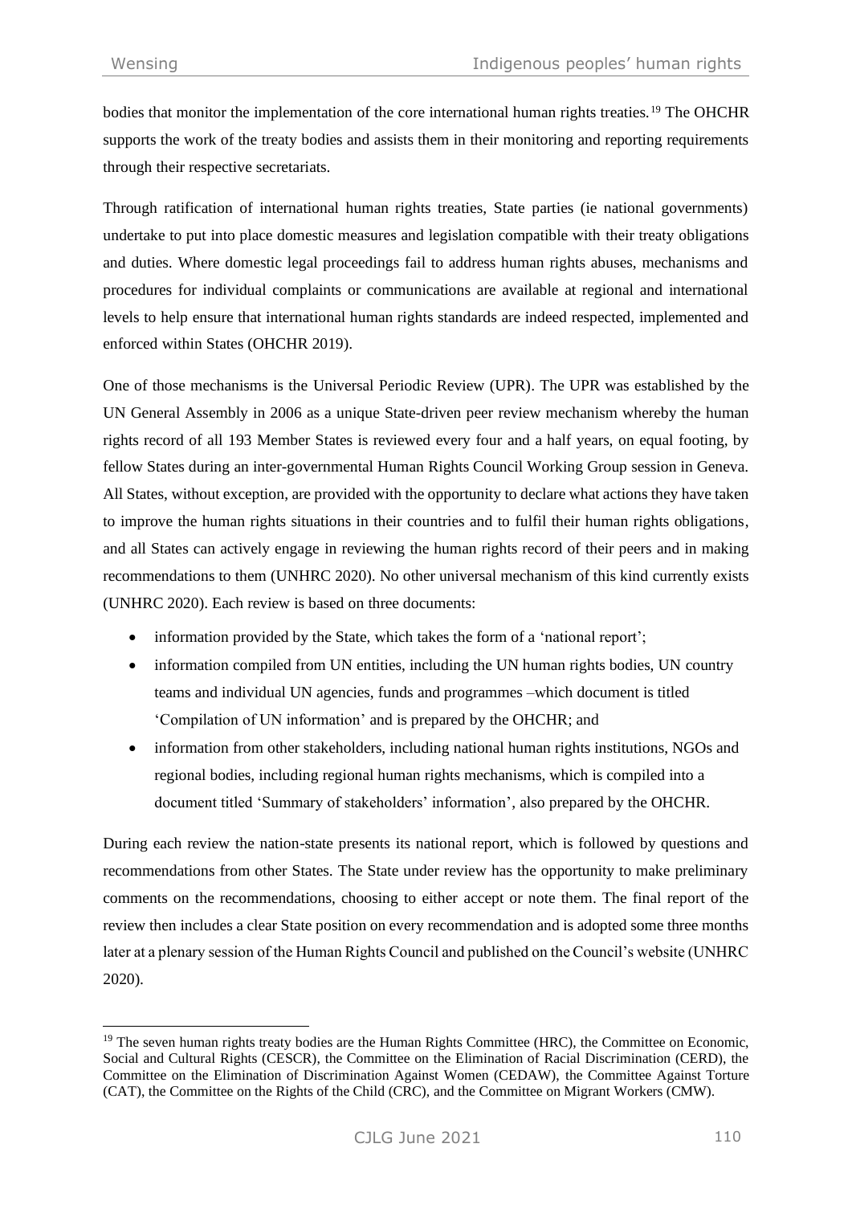bodies that monitor the implementation of the core international human rights treaties.[19] The OHCHR supports the work of the treaty bodies and assists them in their monitoring and reporting requirements through their respective secretariats.

Through ratification of international human rights treaties, State parties (ie national governments) undertake to put into place domestic measures and legislation compatible with their treaty obligations and duties. Where domestic legal proceedings fail to address human rights abuses, mechanisms and procedures for individual complaints or communications are available at regional and international levels to help ensure that international human rights standards are indeed respected, implemented and enforced within States (OHCHR 2019).

One of those mechanisms is the Universal Periodic Review (UPR). The UPR was established by the UN General Assembly in 2006 as a unique State-driven peer review mechanism whereby the human rights record of all 193 Member States is reviewed every four and a half years, on equal footing, by fellow States during an inter-governmental Human Rights Council Working Group session in Geneva. All States, without exception, are provided with the opportunity to declare what actions they have taken to improve the human rights situations in their countries and to fulfil their human rights obligations, and all States can actively engage in reviewing the human rights record of their peers and in making recommendations to them (UNHRC 2020). No other universal mechanism of this kind currently exists (UNHRC 2020). Each review is based on three documents:

- information provided by the State, which takes the form of a 'national report';
- information compiled from UN entities, including the UN human rights bodies, UN country teams and individual UN agencies, funds and programmes –which document is titled 'Compilation of UN information' and is prepared by the OHCHR; and
- information from other stakeholders, including national human rights institutions, NGOs and regional bodies, including regional human rights mechanisms, which is compiled into a document titled 'Summary of stakeholders' information', also prepared by the OHCHR.

During each review the nation-state presents its national report, which is followed by questions and recommendations from other States. The State under review has the opportunity to make preliminary comments on the recommendations, choosing to either accept or note them. The final report of the review then includes a clear State position on every recommendation and is adopted some three months later at a plenary session of the Human Rights Council and published on the Council's website (UNHRC 2020).

[19] The seven human rights treaty bodies are the Human Rights Committee (HRC), the Committee on Economic, Social and Cultural Rights (CESCR), the Committee on the Elimination of Racial Discrimination (CERD), the Committee on the Elimination of Discrimination Against Women (CEDAW), the Committee Against Torture (CAT), the Committee on the Rights of the Child (CRC), and the Committee on Migrant Workers (CMW).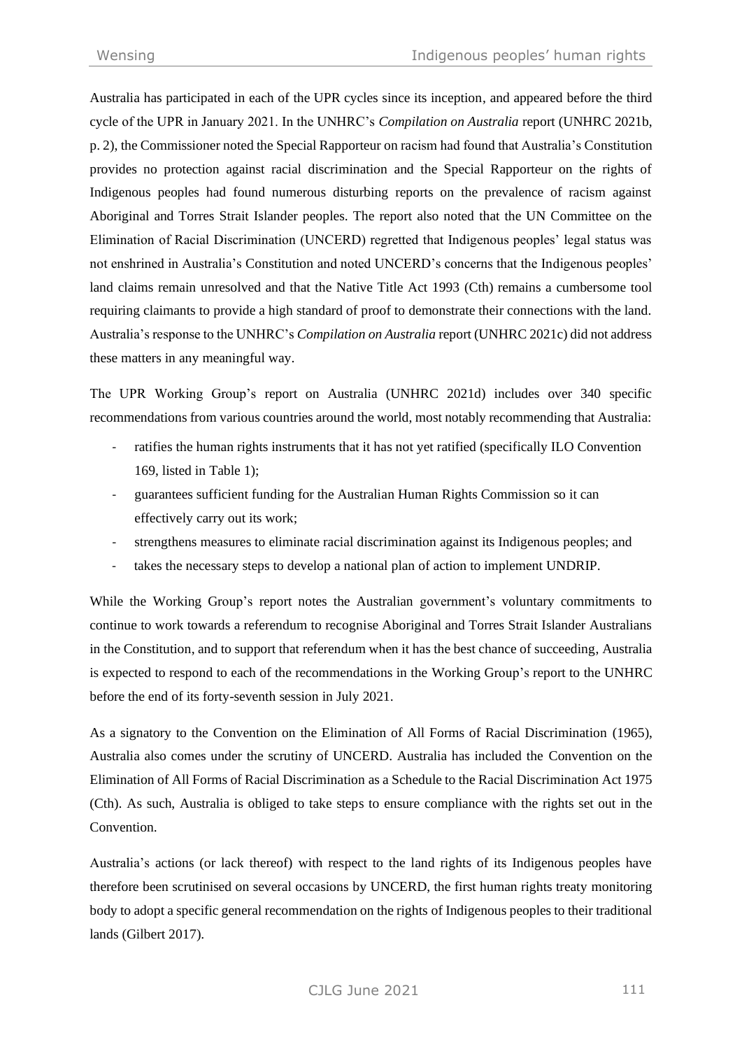Australia has participated in each of the UPR cycles since its inception, and appeared before the third cycle of the UPR in January 2021. In the UNHRC's *Compilation on Australia* report (UNHRC 2021b, p. 2), the Commissioner noted the Special Rapporteur on racism had found that Australia's Constitution provides no protection against racial discrimination and the Special Rapporteur on the rights of Indigenous peoples had found numerous disturbing reports on the prevalence of racism against Aboriginal and Torres Strait Islander peoples. The report also noted that the UN Committee on the Elimination of Racial Discrimination (UNCERD) regretted that Indigenous peoples' legal status was not enshrined in Australia's Constitution and noted UNCERD's concerns that the Indigenous peoples' land claims remain unresolved and that the Native Title Act 1993 (Cth) remains a cumbersome tool requiring claimants to provide a high standard of proof to demonstrate their connections with the land. Australia's response to the UNHRC's *Compilation on Australia* report (UNHRC 2021c) did not address these matters in any meaningful way.

The UPR Working Group's report on Australia (UNHRC 2021d) includes over 340 specific recommendations from various countries around the world, most notably recommending that Australia:

- ratifies the human rights instruments that it has not yet ratified (specifically ILO Convention 169, listed in Table 1);
- guarantees sufficient funding for the Australian Human Rights Commission so it can effectively carry out its work;
- strengthens measures to eliminate racial discrimination against its Indigenous peoples; and
- takes the necessary steps to develop a national plan of action to implement UNDRIP.

While the Working Group's report notes the Australian government's voluntary commitments to continue to work towards a referendum to recognise Aboriginal and Torres Strait Islander Australians in the Constitution, and to support that referendum when it has the best chance of succeeding, Australia is expected to respond to each of the recommendations in the Working Group's report to the UNHRC before the end of its forty-seventh session in July 2021.

As a signatory to the Convention on the Elimination of All Forms of Racial Discrimination (1965), Australia also comes under the scrutiny of UNCERD. Australia has included the Convention on the Elimination of All Forms of Racial Discrimination as a Schedule to the Racial Discrimination Act 1975 (Cth). As such, Australia is obliged to take steps to ensure compliance with the rights set out in the Convention.

Australia's actions (or lack thereof) with respect to the land rights of its Indigenous peoples have therefore been scrutinised on several occasions by UNCERD, the first human rights treaty monitoring body to adopt a specific general recommendation on the rights of Indigenous peoples to their traditional lands (Gilbert 2017).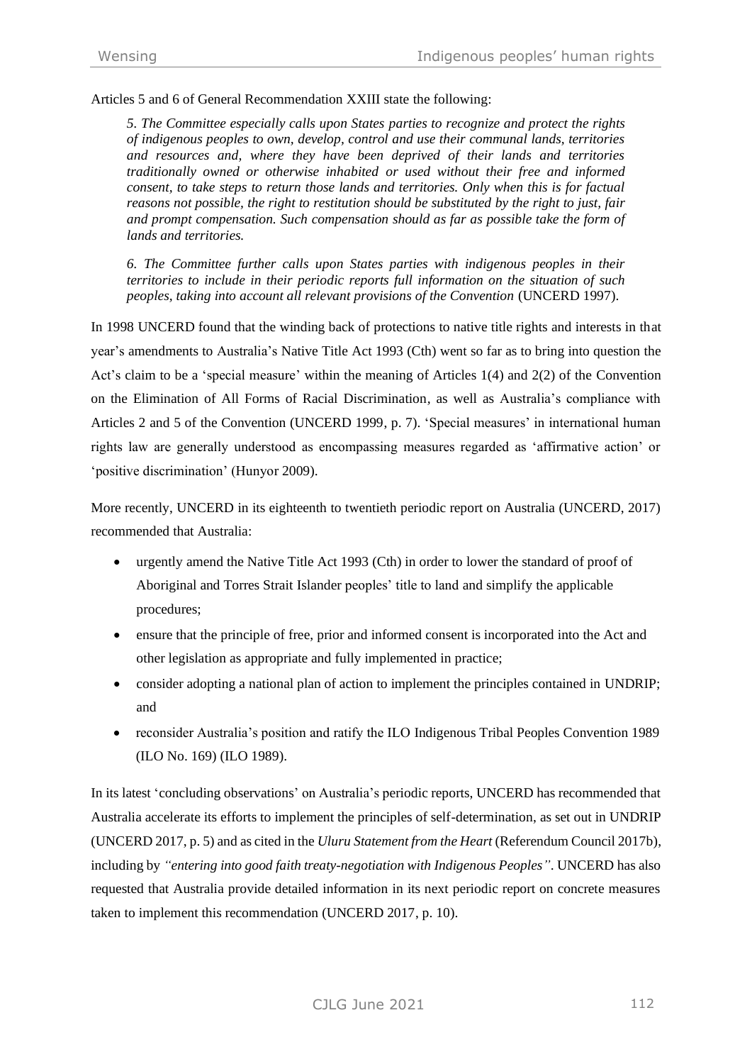Articles 5 and 6 of General Recommendation XXIII state the following:

> *5. The Committee especially calls upon States parties to recognize and protect the rights of indigenous peoples to own, develop, control and use their communal lands, territories and resources and, where they have been deprived of their lands and territories traditionally owned or otherwise inhabited or used without their free and informed consent, to take steps to return those lands and territories. Only when this is for factual reasons not possible, the right to restitution should be substituted by the right to just, fair and prompt compensation. Such compensation should as far as possible take the form of lands and territories.*
>
> *6. The Committee further calls upon States parties with indigenous peoples in their territories to include in their periodic reports full information on the situation of such peoples, taking into account all relevant provisions of the Convention* (UNCERD 1997).

In 1998 UNCERD found that the winding back of protections to native title rights and interests in that year's amendments to Australia's Native Title Act 1993 (Cth) went so far as to bring into question the Act's claim to be a 'special measure' within the meaning of Articles 1(4) and 2(2) of the Convention on the Elimination of All Forms of Racial Discrimination, as well as Australia's compliance with Articles 2 and 5 of the Convention (UNCERD 1999, p. 7). 'Special measures' in international human rights law are generally understood as encompassing measures regarded as 'affirmative action' or 'positive discrimination' (Hunyor 2009).

More recently, UNCERD in its eighteenth to twentieth periodic report on Australia (UNCERD, 2017) recommended that Australia:

- urgently amend the Native Title Act 1993 (Cth) in order to lower the standard of proof of Aboriginal and Torres Strait Islander peoples' title to land and simplify the applicable procedures;
- ensure that the principle of free, prior and informed consent is incorporated into the Act and other legislation as appropriate and fully implemented in practice;
- consider adopting a national plan of action to implement the principles contained in UNDRIP; and
- reconsider Australia's position and ratify the ILO Indigenous Tribal Peoples Convention 1989 (ILO No. 169) (ILO 1989).

In its latest 'concluding observations' on Australia's periodic reports, UNCERD has recommended that Australia accelerate its efforts to implement the principles of self-determination, as set out in UNDRIP (UNCERD 2017, p. 5) and as cited in the *Uluru Statement from the Heart* (Referendum Council 2017b), including by *"entering into good faith treaty-negotiation with Indigenous Peoples"*. UNCERD has also requested that Australia provide detailed information in its next periodic report on concrete measures taken to implement this recommendation (UNCERD 2017, p. 10).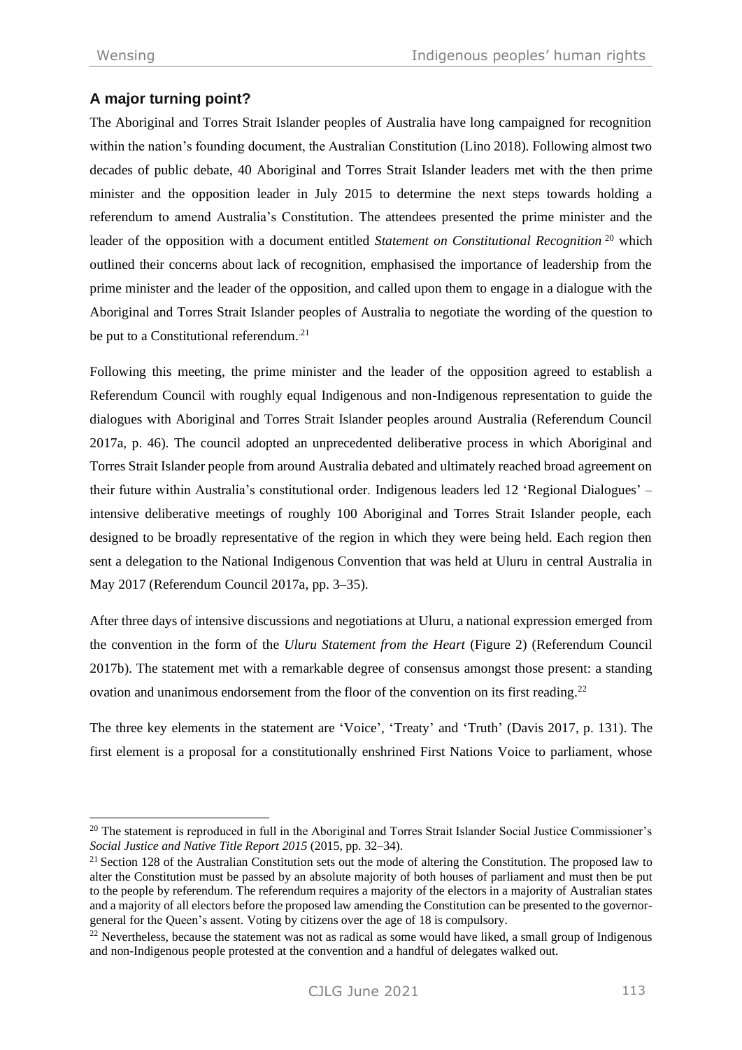## A major turning point?

The Aboriginal and Torres Strait Islander peoples of Australia have long campaigned for recognition within the nation's founding document, the Australian Constitution (Lino 2018). Following almost two decades of public debate, 40 Aboriginal and Torres Strait Islander leaders met with the then prime minister and the opposition leader in July 2015 to determine the next steps towards holding a referendum to amend Australia's Constitution. The attendees presented the prime minister and the leader of the opposition with a document entitled *Statement on Constitutional Recognition*[20] which outlined their concerns about lack of recognition, emphasised the importance of leadership from the prime minister and the leader of the opposition, and called upon them to engage in a dialogue with the Aboriginal and Torres Strait Islander peoples of Australia to negotiate the wording of the question to be put to a Constitutional referendum.[21]

Following this meeting, the prime minister and the leader of the opposition agreed to establish a Referendum Council with roughly equal Indigenous and non-Indigenous representation to guide the dialogues with Aboriginal and Torres Strait Islander peoples around Australia (Referendum Council 2017a, p. 46). The council adopted an unprecedented deliberative process in which Aboriginal and Torres Strait Islander people from around Australia debated and ultimately reached broad agreement on their future within Australia's constitutional order. Indigenous leaders led 12 'Regional Dialogues' – intensive deliberative meetings of roughly 100 Aboriginal and Torres Strait Islander people, each designed to be broadly representative of the region in which they were being held. Each region then sent a delegation to the National Indigenous Convention that was held at Uluru in central Australia in May 2017 (Referendum Council 2017a, pp. 3–35).

After three days of intensive discussions and negotiations at Uluru, a national expression emerged from the convention in the form of the *Uluru Statement from the Heart* (Figure 2) (Referendum Council 2017b). The statement met with a remarkable degree of consensus amongst those present: a standing ovation and unanimous endorsement from the floor of the convention on its first reading.[22]

The three key elements in the statement are 'Voice', 'Treaty' and 'Truth' (Davis 2017, p. 131). The first element is a proposal for a constitutionally enshrined First Nations Voice to parliament, whose

---

[20] The statement is reproduced in full in the Aboriginal and Torres Strait Islander Social Justice Commissioner's *Social Justice and Native Title Report 2015* (2015, pp. 32–34).

[21] Section 128 of the Australian Constitution sets out the mode of altering the Constitution. The proposed law to alter the Constitution must be passed by an absolute majority of both houses of parliament and must then be put to the people by referendum. The referendum requires a majority of the electors in a majority of Australian states and a majority of all electors before the proposed law amending the Constitution can be presented to the governor-general for the Queen's assent. Voting by citizens over the age of 18 is compulsory.

[22] Nevertheless, because the statement was not as radical as some would have liked, a small group of Indigenous and non-Indigenous people protested at the convention and a handful of delegates walked out.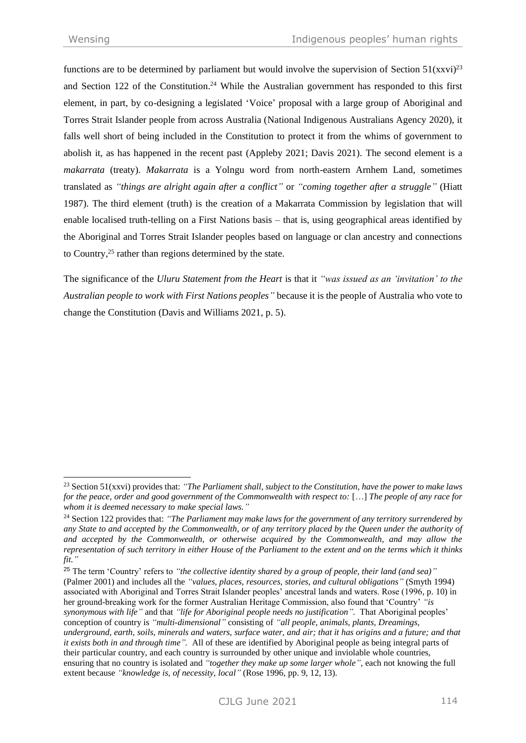functions are to be determined by parliament but would involve the supervision of Section 51(xxvi)[23] and Section 122 of the Constitution.[24] While the Australian government has responded to this first element, in part, by co-designing a legislated 'Voice' proposal with a large group of Aboriginal and Torres Strait Islander people from across Australia (National Indigenous Australians Agency 2020), it falls well short of being included in the Constitution to protect it from the whims of government to abolish it, as has happened in the recent past (Appleby 2021; Davis 2021). The second element is a *makarrata* (treaty). *Makarrata* is a Yolngu word from north-eastern Arnhem Land, sometimes translated as *"things are alright again after a conflict"* or *"coming together after a struggle"* (Hiatt 1987). The third element (truth) is the creation of a Makarrata Commission by legislation that will enable localised truth-telling on a First Nations basis – that is, using geographical areas identified by the Aboriginal and Torres Strait Islander peoples based on language or clan ancestry and connections to Country,[25] rather than regions determined by the state.

The significance of the *Uluru Statement from the Heart* is that it *"was issued as an 'invitation' to the Australian people to work with First Nations peoples"* because it is the people of Australia who vote to change the Constitution (Davis and Williams 2021, p. 5).

---

[23] Section 51(xxvi) provides that: *"The Parliament shall, subject to the Constitution, have the power to make laws for the peace, order and good government of the Commonwealth with respect to:* […] *The people of any race for whom it is deemed necessary to make special laws."*

[24] Section 122 provides that: *"The Parliament may make laws for the government of any territory surrendered by any State to and accepted by the Commonwealth, or of any territory placed by the Queen under the authority of and accepted by the Commonwealth, or otherwise acquired by the Commonwealth, and may allow the representation of such territory in either House of the Parliament to the extent and on the terms which it thinks fit."*

[25] The term 'Country' refers to *"the collective identity shared by a group of people, their land (and sea)"* (Palmer 2001) and includes all the *"values, places, resources, stories, and cultural obligations"* (Smyth 1994) associated with Aboriginal and Torres Strait Islander peoples' ancestral lands and waters. Rose (1996, p. 10) in her ground-breaking work for the former Australian Heritage Commission, also found that 'Country' *"is synonymous with life"* and that *"life for Aboriginal people needs no justification"*. That Aboriginal peoples' conception of country is *"multi-dimensional"* consisting of *"all people, animals, plants, Dreamings, underground, earth, soils, minerals and waters, surface water, and air; that it has origins and a future; and that it exists both in and through time"*. All of these are identified by Aboriginal people as being integral parts of their particular country, and each country is surrounded by other unique and inviolable whole countries, ensuring that no country is isolated and *"together they make up some larger whole"*, each not knowing the full extent because *"knowledge is, of necessity, local"* (Rose 1996, pp. 9, 12, 13).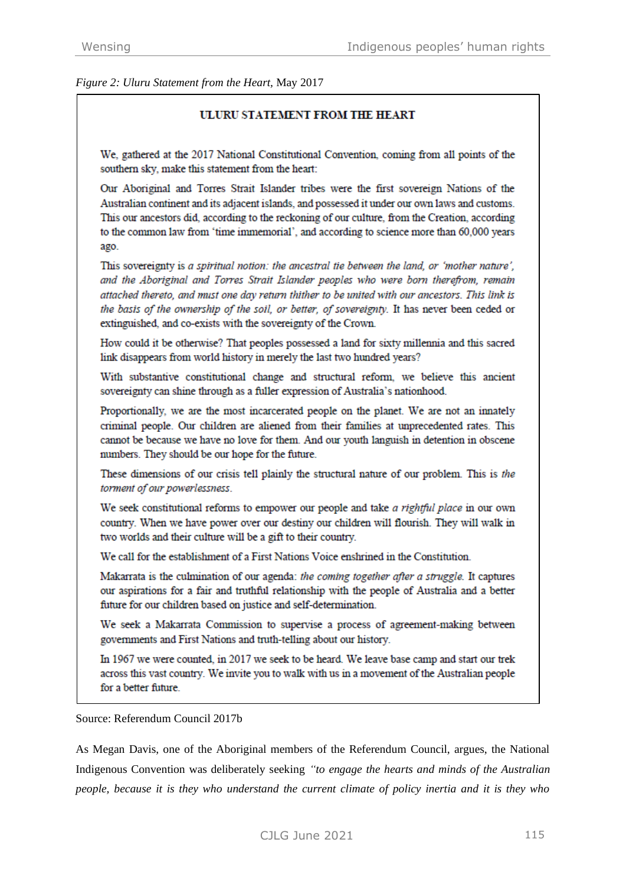*Figure 2: Uluru Statement from the Heart,* May 2017

**ULURU STATEMENT FROM THE HEART**

We, gathered at the 2017 National Constitutional Convention, coming from all points of the southern sky, make this statement from the heart:

Our Aboriginal and Torres Strait Islander tribes were the first sovereign Nations of the Australian continent and its adjacent islands, and possessed it under our own laws and customs. This our ancestors did, according to the reckoning of our culture, from the Creation, according to the common law from 'time immemorial', and according to science more than 60,000 years ago.

This sovereignty is *a spiritual notion: the ancestral tie between the land, or 'mother nature', and the Aboriginal and Torres Strait Islander peoples who were born therefrom, remain attached thereto, and must one day return thither to be united with our ancestors. This link is the basis of the ownership of the soil, or better, of sovereignty.* It has never been ceded or extinguished, and co-exists with the sovereignty of the Crown.

How could it be otherwise? That peoples possessed a land for sixty millennia and this sacred link disappears from world history in merely the last two hundred years?

With substantive constitutional change and structural reform, we believe this ancient sovereignty can shine through as a fuller expression of Australia's nationhood.

Proportionally, we are the most incarcerated people on the planet. We are not an innately criminal people. Our children are aliened from their families at unprecedented rates. This cannot be because we have no love for them. And our youth languish in detention in obscene numbers. They should be our hope for the future.

These dimensions of our crisis tell plainly the structural nature of our problem. This is *the torment of our powerlessness*.

We seek constitutional reforms to empower our people and take *a rightful place* in our own country. When we have power over our destiny our children will flourish. They will walk in two worlds and their culture will be a gift to their country.

We call for the establishment of a First Nations Voice enshrined in the Constitution.

Makarrata is the culmination of our agenda: *the coming together after a struggle*. It captures our aspirations for a fair and truthful relationship with the people of Australia and a better future for our children based on justice and self-determination.

We seek a Makarrata Commission to supervise a process of agreement-making between governments and First Nations and truth-telling about our history.

In 1967 we were counted, in 2017 we seek to be heard. We leave base camp and start our trek across this vast country. We invite you to walk with us in a movement of the Australian people for a better future.

Source: Referendum Council 2017b

As Megan Davis, one of the Aboriginal members of the Referendum Council, argues, the National Indigenous Convention was deliberately seeking *"to engage the hearts and minds of the Australian people, because it is they who understand the current climate of policy inertia and it is they who*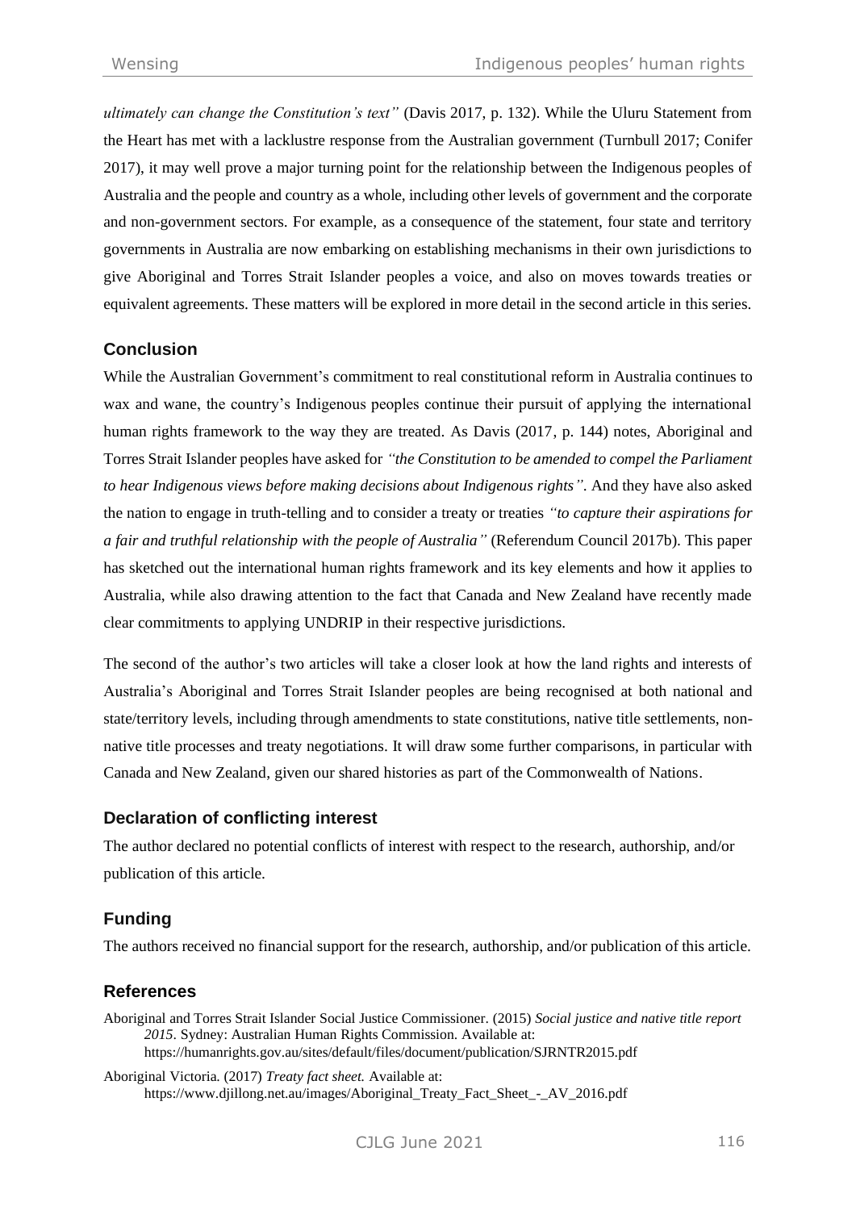*ultimately can change the Constitution's text"* (Davis 2017, p. 132). While the Uluru Statement from the Heart has met with a lacklustre response from the Australian government (Turnbull 2017; Conifer 2017), it may well prove a major turning point for the relationship between the Indigenous peoples of Australia and the people and country as a whole, including other levels of government and the corporate and non-government sectors. For example, as a consequence of the statement, four state and territory governments in Australia are now embarking on establishing mechanisms in their own jurisdictions to give Aboriginal and Torres Strait Islander peoples a voice, and also on moves towards treaties or equivalent agreements. These matters will be explored in more detail in the second article in this series.

## Conclusion

While the Australian Government's commitment to real constitutional reform in Australia continues to wax and wane, the country's Indigenous peoples continue their pursuit of applying the international human rights framework to the way they are treated. As Davis (2017, p. 144) notes, Aboriginal and Torres Strait Islander peoples have asked for *"the Constitution to be amended to compel the Parliament to hear Indigenous views before making decisions about Indigenous rights"*. And they have also asked the nation to engage in truth-telling and to consider a treaty or treaties *"to capture their aspirations for a fair and truthful relationship with the people of Australia"* (Referendum Council 2017b). This paper has sketched out the international human rights framework and its key elements and how it applies to Australia, while also drawing attention to the fact that Canada and New Zealand have recently made clear commitments to applying UNDRIP in their respective jurisdictions.

The second of the author's two articles will take a closer look at how the land rights and interests of Australia's Aboriginal and Torres Strait Islander peoples are being recognised at both national and state/territory levels, including through amendments to state constitutions, native title settlements, non-native title processes and treaty negotiations. It will draw some further comparisons, in particular with Canada and New Zealand, given our shared histories as part of the Commonwealth of Nations.

## Declaration of conflicting interest

The author declared no potential conflicts of interest with respect to the research, authorship, and/or publication of this article.

## Funding

The authors received no financial support for the research, authorship, and/or publication of this article.

## References

Aboriginal and Torres Strait Islander Social Justice Commissioner. (2015) *Social justice and native title report 2015*. Sydney: Australian Human Rights Commission. Available at: https://humanrights.gov.au/sites/default/files/document/publication/SJRNTR2015.pdf

Aboriginal Victoria. (2017) *Treaty fact sheet.* Available at: https://www.djillong.net.au/images/Aboriginal_Treaty_Fact_Sheet_-_AV_2016.pdf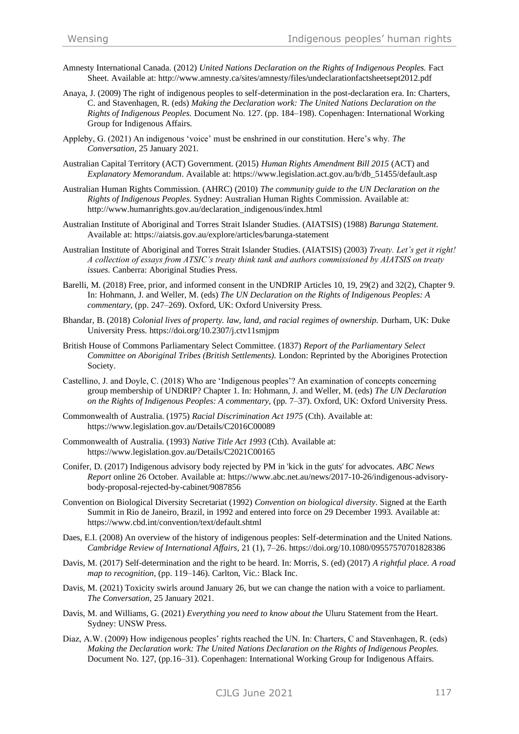Amnesty International Canada. (2012) *United Nations Declaration on the Rights of Indigenous Peoples.* Fact Sheet. Available at: http://www.amnesty.ca/sites/amnesty/files/undeclarationfactsheetsept2012.pdf

Anaya, J. (2009) The right of indigenous peoples to self-determination in the post-declaration era. In: Charters, C. and Stavenhagen, R. (eds) *Making the Declaration work: The United Nations Declaration on the Rights of Indigenous Peoples.* Document No. 127. (pp. 184–198). Copenhagen: International Working Group for Indigenous Affairs.

Appleby, G. (2021) An indigenous 'voice' must be enshrined in our constitution. Here's why. *The Conversation*, 25 January 2021.

Australian Capital Territory (ACT) Government. (2015) *Human Rights Amendment Bill 2015* (ACT) and *Explanatory Memorandum*. Available at: https://www.legislation.act.gov.au/b/db_51455/default.asp

Australian Human Rights Commission. (AHRC) (2010) *The community guide to the UN Declaration on the Rights of Indigenous Peoples.* Sydney: Australian Human Rights Commission. Available at: http://www.humanrights.gov.au/declaration_indigenous/index.html

Australian Institute of Aboriginal and Torres Strait Islander Studies. (AIATSIS) (1988) *Barunga Statement.* Available at: https://aiatsis.gov.au/explore/articles/barunga-statement

Australian Institute of Aboriginal and Torres Strait Islander Studies. (AIATSIS) (2003) *Treaty. Let's get it right! A collection of essays from ATSIC's treaty think tank and authors commissioned by AIATSIS on treaty issues.* Canberra: Aboriginal Studies Press.

Barelli, M. (2018) Free, prior, and informed consent in the UNDRIP Articles 10, 19, 29(2) and 32(2), Chapter 9. In: Hohmann, J. and Weller, M. (eds) *The UN Declaration on the Rights of Indigenous Peoples: A commentary,* (pp. 247–269). Oxford, UK: Oxford University Press.

Bhandar, B. (2018) *Colonial lives of property. law, land, and racial regimes of ownership.* Durham, UK: Duke University Press. https://doi.org/10.2307/j.ctv11smjpm

British House of Commons Parliamentary Select Committee. (1837) *Report of the Parliamentary Select Committee on Aboriginal Tribes (British Settlements).* London: Reprinted by the Aborigines Protection Society.

Castellino, J. and Doyle, C. (2018) Who are 'Indigenous peoples'? An examination of concepts concerning group membership of UNDRIP? Chapter 1. In: Hohmann, J. and Weller, M. (eds) *The UN Declaration on the Rights of Indigenous Peoples: A commentary,* (pp. 7–37). Oxford, UK: Oxford University Press.

Commonwealth of Australia. (1975) *Racial Discrimination Act 1975* (Cth). Available at: https://www.legislation.gov.au/Details/C2016C00089

Commonwealth of Australia. (1993) *Native Title Act 1993* (Cth). Available at: https://www.legislation.gov.au/Details/C2021C00165

Conifer, D. (2017) Indigenous advisory body rejected by PM in 'kick in the guts' for advocates. *ABC News Report* online 26 October. Available at: https://www.abc.net.au/news/2017-10-26/indigenous-advisory-body-proposal-rejected-by-cabinet/9087856

Convention on Biological Diversity Secretariat (1992) *Convention on biological diversity*. Signed at the Earth Summit in Rio de Janeiro, Brazil, in 1992 and entered into force on 29 December 1993. Available at: https://www.cbd.int/convention/text/default.shtml

Daes, E.I. (2008) An overview of the history of indigenous peoples: Self-determination and the United Nations. *Cambridge Review of International Affairs*, 21 (1), 7–26. https://doi.org/10.1080/09557570701828386

Davis, M. (2017) Self-determination and the right to be heard. In: Morris, S. (ed) (2017) *A rightful place. A road map to recognition,* (pp. 119–146). Carlton, Vic.: Black Inc.

Davis, M. (2021) Toxicity swirls around January 26, but we can change the nation with a voice to parliament. *The Conversation*, 25 January 2021.

Davis, M. and Williams, G. (2021) *Everything you need to know about the* Uluru Statement from the Heart. Sydney: UNSW Press.

Diaz, A.W. (2009) How indigenous peoples' rights reached the UN. In: Charters, C and Stavenhagen, R. (eds) *Making the Declaration work: The United Nations Declaration on the Rights of Indigenous Peoples.* Document No. 127, (pp.16–31). Copenhagen: International Working Group for Indigenous Affairs.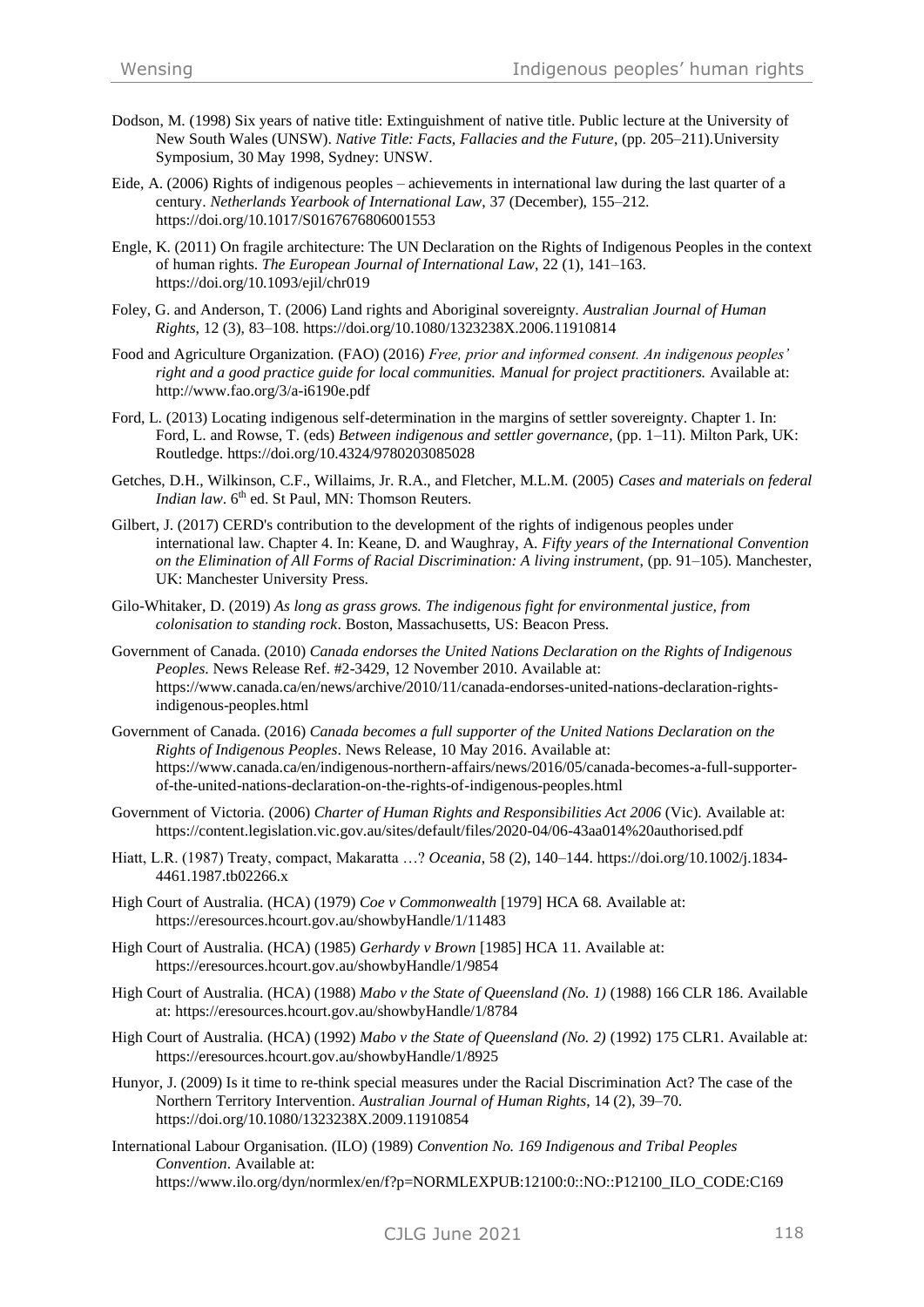Dodson, M. (1998) Six years of native title: Extinguishment of native title. Public lecture at the University of New South Wales (UNSW). *Native Title: Facts, Fallacies and the Future*, (pp. 205–211).University Symposium, 30 May 1998, Sydney: UNSW.

Eide, A. (2006) Rights of indigenous peoples – achievements in international law during the last quarter of a century. *Netherlands Yearbook of International Law*, 37 (December), 155–212. https://doi.org/10.1017/S0167676806001553

Engle, K. (2011) On fragile architecture: The UN Declaration on the Rights of Indigenous Peoples in the context of human rights. *The European Journal of International Law*, 22 (1), 141–163. https://doi.org/10.1093/ejil/chr019

Foley, G. and Anderson, T. (2006) Land rights and Aboriginal sovereignty. *Australian Journal of Human Rights*, 12 (3), 83–108. https://doi.org/10.1080/1323238X.2006.11910814

Food and Agriculture Organization. (FAO) (2016) *Free, prior and informed consent. An indigenous peoples' right and a good practice guide for local communities. Manual for project practitioners.* Available at: http://www.fao.org/3/a-i6190e.pdf

Ford, L. (2013) Locating indigenous self-determination in the margins of settler sovereignty. Chapter 1. In: Ford, L. and Rowse, T. (eds) *Between indigenous and settler governance*, (pp. 1–11). Milton Park, UK: Routledge. https://doi.org/10.4324/9780203085028

Getches, D.H., Wilkinson, C.F., Willaims, Jr. R.A., and Fletcher, M.L.M. (2005) *Cases and materials on federal Indian law*. 6th ed. St Paul, MN: Thomson Reuters.

Gilbert, J. (2017) CERD's contribution to the development of the rights of indigenous peoples under international law. Chapter 4. In: Keane, D. and Waughray, A. *Fifty years of the International Convention on the Elimination of All Forms of Racial Discrimination: A living instrument*, (pp. 91–105). Manchester, UK: Manchester University Press.

Gilo-Whitaker, D. (2019) *As long as grass grows. The indigenous fight for environmental justice, from colonisation to standing rock*. Boston, Massachusetts, US: Beacon Press.

Government of Canada. (2010) *Canada endorses the United Nations Declaration on the Rights of Indigenous Peoples*. News Release Ref. #2-3429, 12 November 2010. Available at: https://www.canada.ca/en/news/archive/2010/11/canada-endorses-united-nations-declaration-rights-indigenous-peoples.html

Government of Canada. (2016) *Canada becomes a full supporter of the United Nations Declaration on the Rights of Indigenous Peoples*. News Release, 10 May 2016. Available at: https://www.canada.ca/en/indigenous-northern-affairs/news/2016/05/canada-becomes-a-full-supporter-of-the-united-nations-declaration-on-the-rights-of-indigenous-peoples.html

Government of Victoria. (2006) *Charter of Human Rights and Responsibilities Act 2006* (Vic). Available at: https://content.legislation.vic.gov.au/sites/default/files/2020-04/06-43aa014%20authorised.pdf

Hiatt, L.R. (1987) Treaty, compact, Makaratta …? *Oceania*, 58 (2), 140–144. https://doi.org/10.1002/j.1834-4461.1987.tb02266.x

High Court of Australia. (HCA) (1979) *Coe v Commonwealth* [1979] HCA 68. Available at: https://eresources.hcourt.gov.au/showbyHandle/1/11483

High Court of Australia. (HCA) (1985) *Gerhardy v Brown* [1985] HCA 11. Available at: https://eresources.hcourt.gov.au/showbyHandle/1/9854

High Court of Australia. (HCA) (1988) *Mabo v the State of Queensland (No. 1)* (1988) 166 CLR 186. Available at: https://eresources.hcourt.gov.au/showbyHandle/1/8784

High Court of Australia. (HCA) (1992) *Mabo v the State of Queensland (No. 2)* (1992) 175 CLR1. Available at: https://eresources.hcourt.gov.au/showbyHandle/1/8925

Hunyor, J. (2009) Is it time to re-think special measures under the Racial Discrimination Act? The case of the Northern Territory Intervention. *Australian Journal of Human Rights*, 14 (2), 39–70. https://doi.org/10.1080/1323238X.2009.11910854

International Labour Organisation. (ILO) (1989) *Convention No. 169 Indigenous and Tribal Peoples Convention*. Available at: https://www.ilo.org/dyn/normlex/en/f?p=NORMLEXPUB:12100:0::NO::P12100_ILO_CODE:C169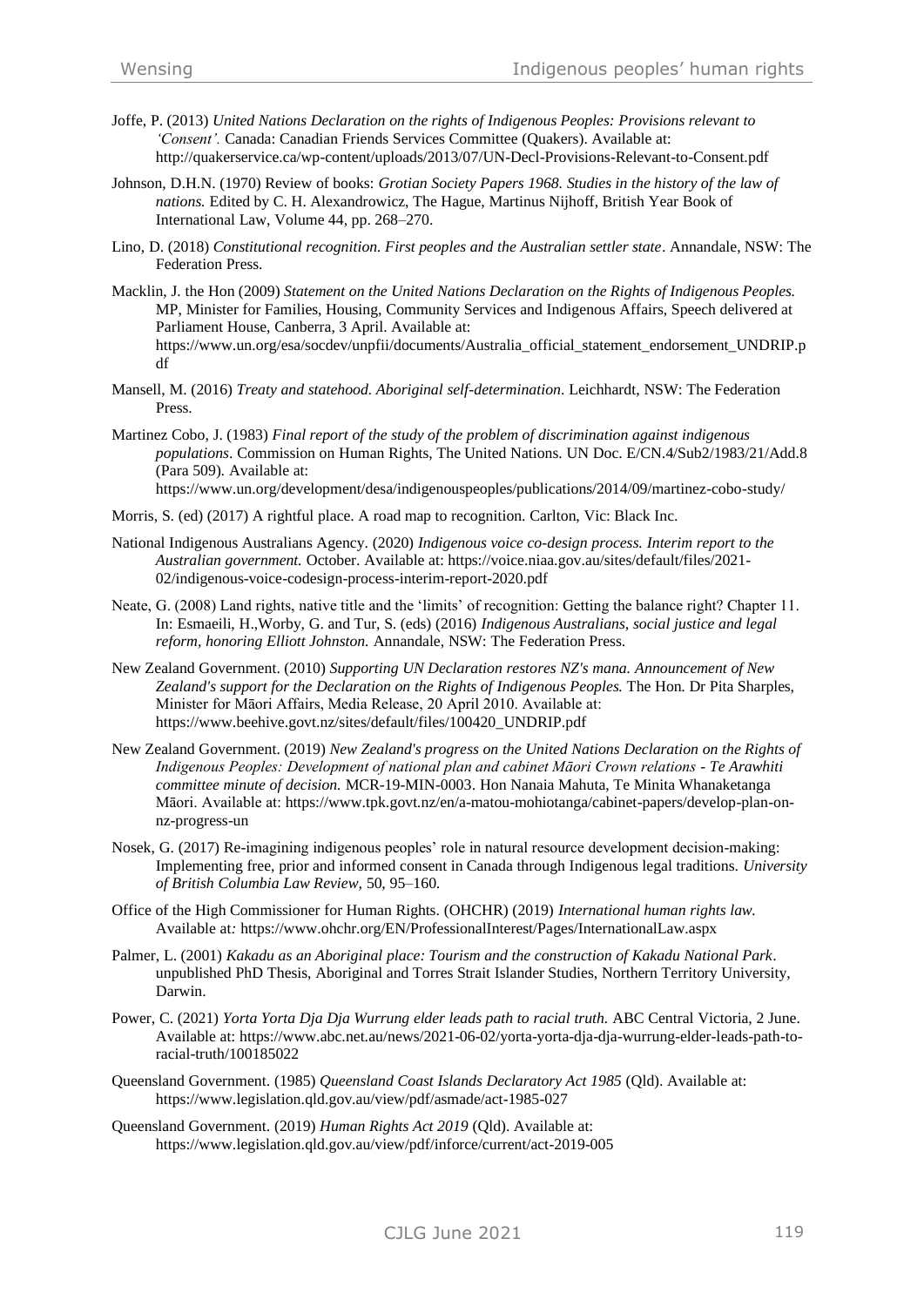Joffe, P. (2013) *United Nations Declaration on the rights of Indigenous Peoples: Provisions relevant to 'Consent'.* Canada: Canadian Friends Services Committee (Quakers). Available at: http://quakerservice.ca/wp-content/uploads/2013/07/UN-Decl-Provisions-Relevant-to-Consent.pdf

Johnson, D.H.N. (1970) Review of books: *Grotian Society Papers 1968. Studies in the history of the law of nations.* Edited by C. H. Alexandrowicz, The Hague, Martinus Nijhoff, British Year Book of International Law, Volume 44, pp. 268–270.

Lino, D. (2018) *Constitutional recognition. First peoples and the Australian settler state*. Annandale, NSW: The Federation Press.

Macklin, J. the Hon (2009) *Statement on the United Nations Declaration on the Rights of Indigenous Peoples.* MP, Minister for Families, Housing, Community Services and Indigenous Affairs, Speech delivered at Parliament House, Canberra, 3 April. Available at: https://www.un.org/esa/socdev/unpfii/documents/Australia_official_statement_endorsement_UNDRIP.pdf

Mansell, M. (2016) *Treaty and statehood. Aboriginal self-determination*. Leichhardt, NSW: The Federation Press.

Martinez Cobo, J. (1983) *Final report of the study of the problem of discrimination against indigenous populations*. Commission on Human Rights, The United Nations. UN Doc. E/CN.4/Sub2/1983/21/Add.8 (Para 509). Available at: https://www.un.org/development/desa/indigenouspeoples/publications/2014/09/martinez-cobo-study/

Morris, S. (ed) (2017) A rightful place. A road map to recognition. Carlton, Vic: Black Inc.

National Indigenous Australians Agency. (2020) *Indigenous voice co-design process. Interim report to the Australian government.* October. Available at: https://voice.niaa.gov.au/sites/default/files/2021-02/indigenous-voice-codesign-process-interim-report-2020.pdf

Neate, G. (2008) Land rights, native title and the 'limits' of recognition: Getting the balance right? Chapter 11. In: Esmaeili, H.,Worby, G. and Tur, S. (eds) (2016) *Indigenous Australians, social justice and legal reform, honoring Elliott Johnston.* Annandale, NSW: The Federation Press.

New Zealand Government. (2010) *Supporting UN Declaration restores NZ's mana. Announcement of New Zealand's support for the Declaration on the Rights of Indigenous Peoples.* The Hon. Dr Pita Sharples, Minister for Māori Affairs, Media Release, 20 April 2010. Available at: https://www.beehive.govt.nz/sites/default/files/100420_UNDRIP.pdf

New Zealand Government. (2019) *New Zealand's progress on the United Nations Declaration on the Rights of Indigenous Peoples: Development of national plan and cabinet Māori Crown relations - Te Arawhiti committee minute of decision.* MCR-19-MIN-0003. Hon Nanaia Mahuta, Te Minita Whanaketanga Māori. Available at: https://www.tpk.govt.nz/en/a-matou-mohiotanga/cabinet-papers/develop-plan-on-nz-progress-un

Nosek, G. (2017) Re-imagining indigenous peoples' role in natural resource development decision-making: Implementing free, prior and informed consent in Canada through Indigenous legal traditions. *University of British Columbia Law Review,* 50, 95–160.

Office of the High Commissioner for Human Rights. (OHCHR) (2019) *International human rights law.* Available at*:* https://www.ohchr.org/EN/ProfessionalInterest/Pages/InternationalLaw.aspx

Palmer, L. (2001) *Kakadu as an Aboriginal place: Tourism and the construction of Kakadu National Park*. unpublished PhD Thesis, Aboriginal and Torres Strait Islander Studies, Northern Territory University, Darwin.

Power, C. (2021) *Yorta Yorta Dja Dja Wurrung elder leads path to racial truth.* ABC Central Victoria, 2 June. Available at: https://www.abc.net.au/news/2021-06-02/yorta-yorta-dja-dja-wurrung-elder-leads-path-to-racial-truth/100185022

Queensland Government. (1985) *Queensland Coast Islands Declaratory Act 1985* (Qld). Available at: https://www.legislation.qld.gov.au/view/pdf/asmade/act-1985-027

Queensland Government. (2019) *Human Rights Act 2019* (Qld). Available at: https://www.legislation.qld.gov.au/view/pdf/inforce/current/act-2019-005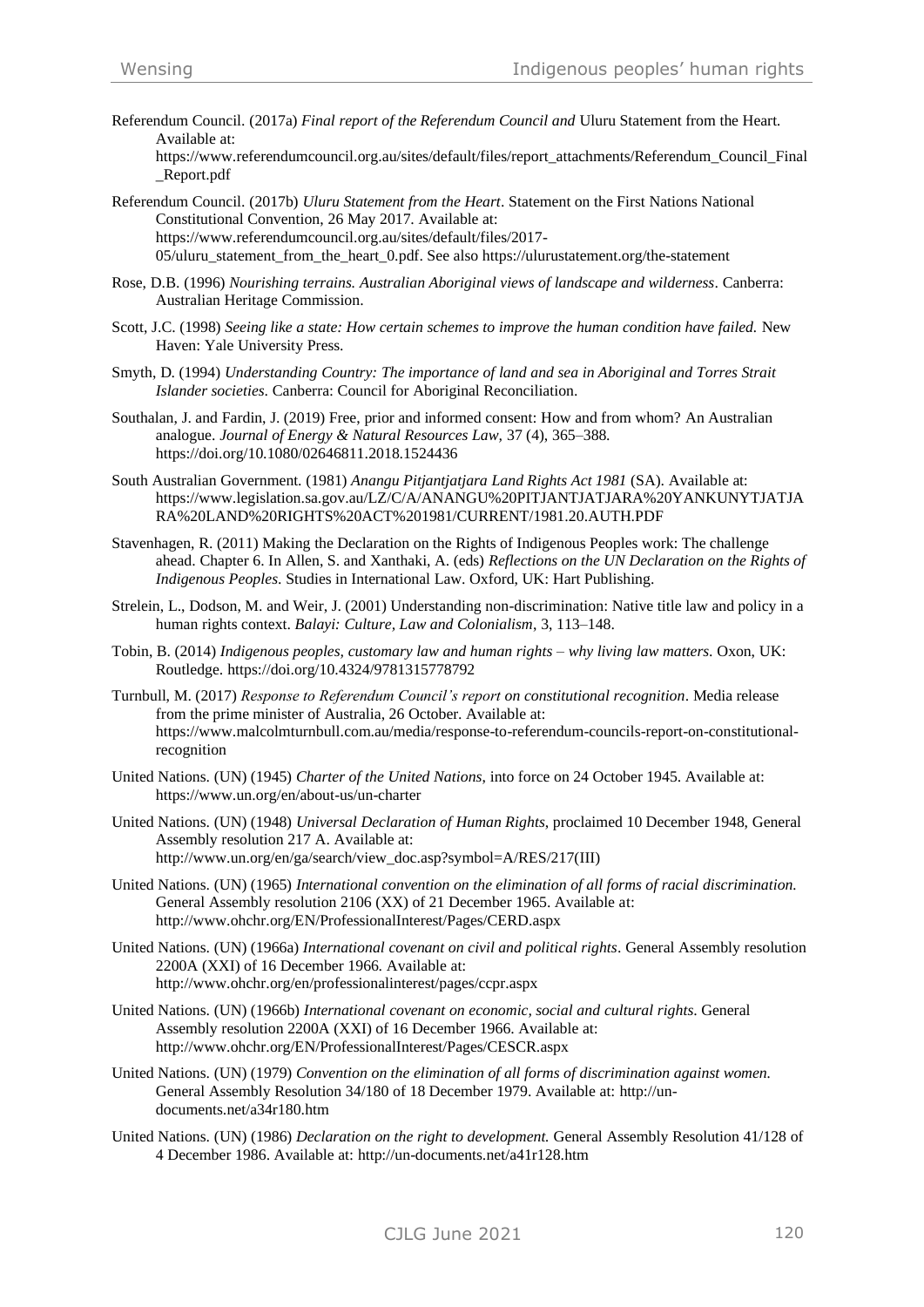Referendum Council. (2017a) *Final report of the Referendum Council and* Uluru Statement from the Heart. Available at: https://www.referendumcouncil.org.au/sites/default/files/report_attachments/Referendum_Council_Final_Report.pdf

Referendum Council. (2017b) *Uluru Statement from the Heart*. Statement on the First Nations National Constitutional Convention, 26 May 2017. Available at: https://www.referendumcouncil.org.au/sites/default/files/2017-05/uluru_statement_from_the_heart_0.pdf. See also https://ulurustatement.org/the-statement

Rose, D.B. (1996) *Nourishing terrains. Australian Aboriginal views of landscape and wilderness*. Canberra: Australian Heritage Commission.

Scott, J.C. (1998) *Seeing like a state: How certain schemes to improve the human condition have failed.* New Haven: Yale University Press.

Smyth, D. (1994) *Understanding Country: The importance of land and sea in Aboriginal and Torres Strait Islander societies*. Canberra: Council for Aboriginal Reconciliation.

Southalan, J. and Fardin, J. (2019) Free, prior and informed consent: How and from whom? An Australian analogue. *Journal of Energy & Natural Resources Law,* 37 (4), 365–388. https://doi.org/10.1080/02646811.2018.1524436

South Australian Government. (1981) *Anangu Pitjantjatjara Land Rights Act 1981* (SA). Available at: https://www.legislation.sa.gov.au/LZ/C/A/ANANGU%20PITJANTJATJARA%20YANKUNYTJATJARA%20LAND%20RIGHTS%20ACT%201981/CURRENT/1981.20.AUTH.PDF

Stavenhagen, R. (2011) Making the Declaration on the Rights of Indigenous Peoples work: The challenge ahead. Chapter 6. In Allen, S. and Xanthaki, A. (eds) *Reflections on the UN Declaration on the Rights of Indigenous Peoples*. Studies in International Law. Oxford, UK: Hart Publishing.

Strelein, L., Dodson, M. and Weir, J. (2001) Understanding non-discrimination: Native title law and policy in a human rights context. *Balayi: Culture, Law and Colonialism*, 3, 113–148.

Tobin, B. (2014) *Indigenous peoples, customary law and human rights – why living law matters*. Oxon, UK: Routledge. https://doi.org/10.4324/9781315778792

Turnbull, M. (2017) *Response to Referendum Council's report on constitutional recognition*. Media release from the prime minister of Australia, 26 October. Available at: https://www.malcolmturnbull.com.au/media/response-to-referendum-councils-report-on-constitutional-recognition

United Nations. (UN) (1945) *Charter of the United Nations*, into force on 24 October 1945. Available at: https://www.un.org/en/about-us/un-charter

United Nations. (UN) (1948) *Universal Declaration of Human Rights*, proclaimed 10 December 1948, General Assembly resolution 217 A. Available at: http://www.un.org/en/ga/search/view_doc.asp?symbol=A/RES/217(III)

United Nations. (UN) (1965) *International convention on the elimination of all forms of racial discrimination.* General Assembly resolution 2106 (XX) of 21 December 1965. Available at: http://www.ohchr.org/EN/ProfessionalInterest/Pages/CERD.aspx

United Nations. (UN) (1966a) *International covenant on civil and political rights*. General Assembly resolution 2200A (XXI) of 16 December 1966. Available at: http://www.ohchr.org/en/professionalinterest/pages/ccpr.aspx

United Nations. (UN) (1966b) *International covenant on economic, social and cultural rights*. General Assembly resolution 2200A (XXI) of 16 December 1966. Available at: http://www.ohchr.org/EN/ProfessionalInterest/Pages/CESCR.aspx

United Nations. (UN) (1979) *Convention on the elimination of all forms of discrimination against women.* General Assembly Resolution 34/180 of 18 December 1979. Available at: http://un-documents.net/a34r180.htm

United Nations. (UN) (1986) *Declaration on the right to development.* General Assembly Resolution 41/128 of 4 December 1986. Available at: http://un-documents.net/a41r128.htm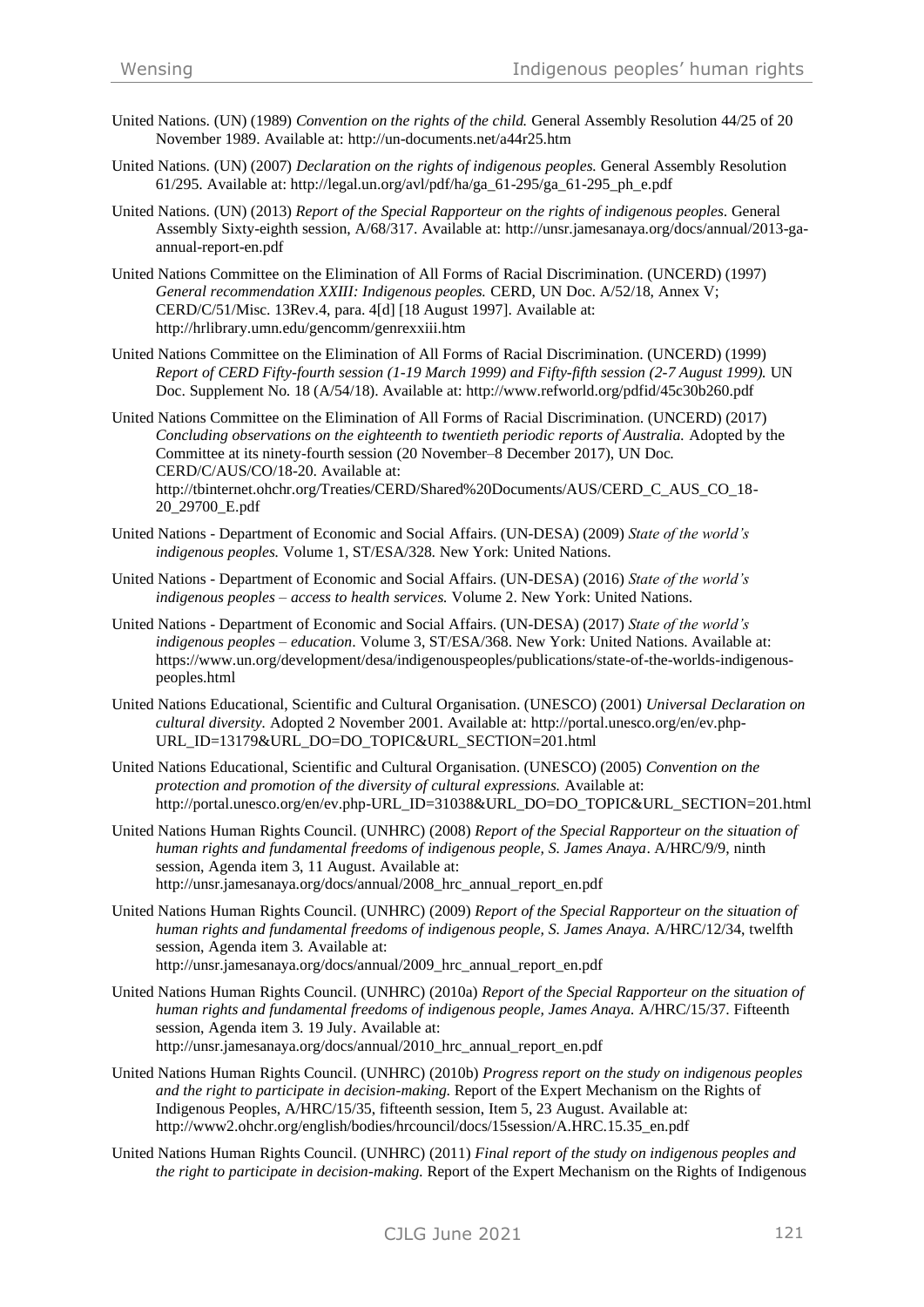United Nations. (UN) (1989) *Convention on the rights of the child.* General Assembly Resolution 44/25 of 20 November 1989. Available at: http://un-documents.net/a44r25.htm

United Nations. (UN) (2007) *Declaration on the rights of indigenous peoples.* General Assembly Resolution 61/295. Available at: http://legal.un.org/avl/pdf/ha/ga_61-295/ga_61-295_ph_e.pdf

United Nations. (UN) (2013) *Report of the Special Rapporteur on the rights of indigenous peoples.* General Assembly Sixty-eighth session, A/68/317. Available at: http://unsr.jamesanaya.org/docs/annual/2013-ga-annual-report-en.pdf

United Nations Committee on the Elimination of All Forms of Racial Discrimination. (UNCERD) (1997) *General recommendation XXIII: Indigenous peoples.* CERD, UN Doc. A/52/18, Annex V; CERD/C/51/Misc. 13Rev.4, para. 4[d] [18 August 1997]. Available at: http://hrlibrary.umn.edu/gencomm/genrexxiii.htm

United Nations Committee on the Elimination of All Forms of Racial Discrimination. (UNCERD) (1999) *Report of CERD Fifty-fourth session (1-19 March 1999) and Fifty-fifth session (2-7 August 1999).* UN Doc. Supplement No. 18 (A/54/18). Available at: http://www.refworld.org/pdfid/45c30b260.pdf

United Nations Committee on the Elimination of All Forms of Racial Discrimination. (UNCERD) (2017) *Concluding observations on the eighteenth to twentieth periodic reports of Australia.* Adopted by the Committee at its ninety-fourth session (20 November–8 December 2017), UN Doc. CERD/C/AUS/CO/18-20. Available at: http://tbinternet.ohchr.org/Treaties/CERD/Shared%20Documents/AUS/CERD_C_AUS_CO_18-20_29700_E.pdf

United Nations - Department of Economic and Social Affairs. (UN-DESA) (2009) *State of the world's indigenous peoples.* Volume 1, ST/ESA/328. New York: United Nations.

United Nations - Department of Economic and Social Affairs. (UN-DESA) (2016) *State of the world's indigenous peoples – access to health services.* Volume 2. New York: United Nations.

United Nations - Department of Economic and Social Affairs. (UN-DESA) (2017) *State of the world's indigenous peoples – education*. Volume 3, ST/ESA/368. New York: United Nations. Available at: https://www.un.org/development/desa/indigenouspeoples/publications/state-of-the-worlds-indigenous-peoples.html

United Nations Educational, Scientific and Cultural Organisation. (UNESCO) (2001) *Universal Declaration on cultural diversity.* Adopted 2 November 2001. Available at: http://portal.unesco.org/en/ev.php-URL_ID=13179&URL_DO=DO_TOPIC&URL_SECTION=201.html

United Nations Educational, Scientific and Cultural Organisation. (UNESCO) (2005) *Convention on the protection and promotion of the diversity of cultural expressions.* Available at: http://portal.unesco.org/en/ev.php-URL_ID=31038&URL_DO=DO_TOPIC&URL_SECTION=201.html

United Nations Human Rights Council. (UNHRC) (2008) *Report of the Special Rapporteur on the situation of human rights and fundamental freedoms of indigenous people, S. James Anaya*. A/HRC/9/9, ninth session, Agenda item 3, 11 August. Available at: http://unsr.jamesanaya.org/docs/annual/2008_hrc_annual_report_en.pdf

United Nations Human Rights Council. (UNHRC) (2009) *Report of the Special Rapporteur on the situation of human rights and fundamental freedoms of indigenous people, S. James Anaya.* A/HRC/12/34, twelfth session, Agenda item 3. Available at: http://unsr.jamesanaya.org/docs/annual/2009_hrc_annual_report_en.pdf

United Nations Human Rights Council. (UNHRC) (2010a) *Report of the Special Rapporteur on the situation of human rights and fundamental freedoms of indigenous people, James Anaya.* A/HRC/15/37. Fifteenth session, Agenda item 3. 19 July. Available at: http://unsr.jamesanaya.org/docs/annual/2010_hrc_annual_report_en.pdf

United Nations Human Rights Council. (UNHRC) (2010b) *Progress report on the study on indigenous peoples and the right to participate in decision-making.* Report of the Expert Mechanism on the Rights of Indigenous Peoples, A/HRC/15/35, fifteenth session, Item 5, 23 August. Available at: http://www2.ohchr.org/english/bodies/hrcouncil/docs/15session/A.HRC.15.35_en.pdf

United Nations Human Rights Council. (UNHRC) (2011) *Final report of the study on indigenous peoples and the right to participate in decision-making.* Report of the Expert Mechanism on the Rights of Indigenous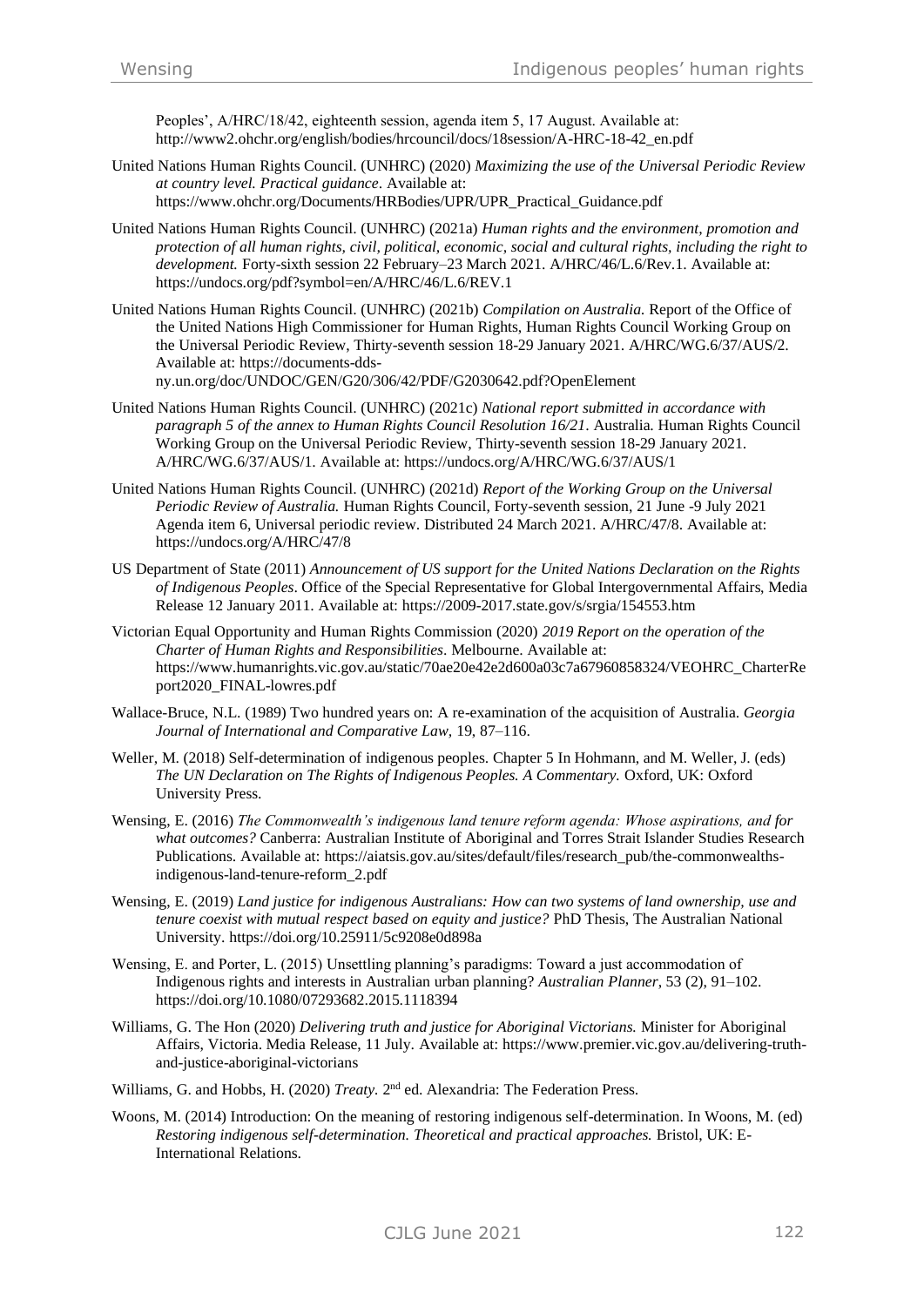Peoples', A/HRC/18/42, eighteenth session, agenda item 5, 17 August. Available at: http://www2.ohchr.org/english/bodies/hrcouncil/docs/18session/A-HRC-18-42_en.pdf

United Nations Human Rights Council. (UNHRC) (2020) *Maximizing the use of the Universal Periodic Review at country level. Practical guidance*. Available at: https://www.ohchr.org/Documents/HRBodies/UPR/UPR_Practical_Guidance.pdf

United Nations Human Rights Council. (UNHRC) (2021a) *Human rights and the environment, promotion and protection of all human rights, civil, political, economic, social and cultural rights, including the right to development.* Forty-sixth session 22 February–23 March 2021. A/HRC/46/L.6/Rev.1. Available at: https://undocs.org/pdf?symbol=en/A/HRC/46/L.6/REV.1

United Nations Human Rights Council. (UNHRC) (2021b) *Compilation on Australia.* Report of the Office of the United Nations High Commissioner for Human Rights, Human Rights Council Working Group on the Universal Periodic Review, Thirty-seventh session 18-29 January 2021. A/HRC/WG.6/37/AUS/2. Available at: https://documents-dds-ny.un.org/doc/UNDOC/GEN/G20/306/42/PDF/G2030642.pdf?OpenElement

United Nations Human Rights Council. (UNHRC) (2021c) *National report submitted in accordance with paragraph 5 of the annex to Human Rights Council Resolution 16/21.* Australia. Human Rights Council Working Group on the Universal Periodic Review, Thirty-seventh session 18-29 January 2021. A/HRC/WG.6/37/AUS/1. Available at: https://undocs.org/A/HRC/WG.6/37/AUS/1

United Nations Human Rights Council. (UNHRC) (2021d) *Report of the Working Group on the Universal Periodic Review of Australia.* Human Rights Council, Forty-seventh session, 21 June -9 July 2021 Agenda item 6, Universal periodic review. Distributed 24 March 2021. A/HRC/47/8. Available at: https://undocs.org/A/HRC/47/8

US Department of State (2011) *Announcement of US support for the United Nations Declaration on the Rights of Indigenous Peoples*. Office of the Special Representative for Global Intergovernmental Affairs, Media Release 12 January 2011. Available at: https://2009-2017.state.gov/s/srgia/154553.htm

Victorian Equal Opportunity and Human Rights Commission (2020) *2019 Report on the operation of the Charter of Human Rights and Responsibilities*. Melbourne. Available at: https://www.humanrights.vic.gov.au/static/70ae20e42e2d600a03c7a67960858324/VEOHRC_CharterReport2020_FINAL-lowres.pdf

Wallace-Bruce, N.L. (1989) Two hundred years on: A re-examination of the acquisition of Australia. *Georgia Journal of International and Comparative Law*, 19, 87–116.

Weller, M. (2018) Self-determination of indigenous peoples. Chapter 5 In Hohmann, and M. Weller, J. (eds) *The UN Declaration on The Rights of Indigenous Peoples. A Commentary.* Oxford, UK: Oxford University Press.

Wensing, E. (2016) *The Commonwealth's indigenous land tenure reform agenda: Whose aspirations, and for what outcomes?* Canberra: Australian Institute of Aboriginal and Torres Strait Islander Studies Research Publications. Available at: https://aiatsis.gov.au/sites/default/files/research_pub/the-commonwealths-indigenous-land-tenure-reform_2.pdf

Wensing, E. (2019) *Land justice for indigenous Australians: How can two systems of land ownership, use and tenure coexist with mutual respect based on equity and justice?* PhD Thesis, The Australian National University. https://doi.org/10.25911/5c9208e0d898a

Wensing, E. and Porter, L. (2015) Unsettling planning's paradigms: Toward a just accommodation of Indigenous rights and interests in Australian urban planning? *Australian Planner*, 53 (2), 91–102. https://doi.org/10.1080/07293682.2015.1118394

Williams, G. The Hon (2020) *Delivering truth and justice for Aboriginal Victorians.* Minister for Aboriginal Affairs, Victoria. Media Release, 11 July. Available at: https://www.premier.vic.gov.au/delivering-truth-and-justice-aboriginal-victorians

Williams, G. and Hobbs, H. (2020) *Treaty.* 2nd ed. Alexandria: The Federation Press.

Woons, M. (2014) Introduction: On the meaning of restoring indigenous self-determination. In Woons, M. (ed) *Restoring indigenous self-determination. Theoretical and practical approaches.* Bristol, UK: E-International Relations.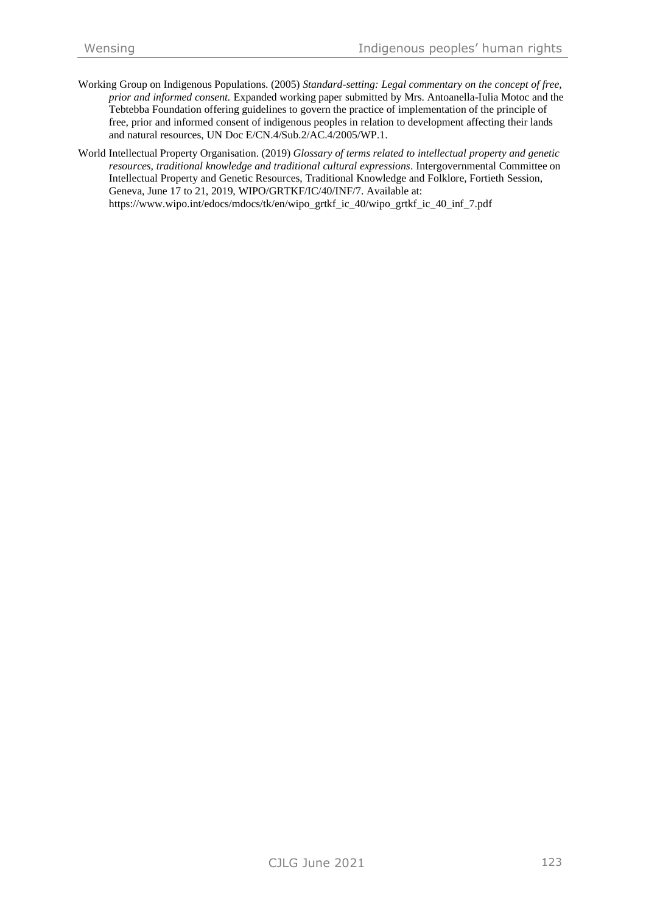Working Group on Indigenous Populations. (2005) *Standard-setting: Legal commentary on the concept of free, prior and informed consent.* Expanded working paper submitted by Mrs. Antoanella-Iulia Motoc and the Tebtebba Foundation offering guidelines to govern the practice of implementation of the principle of free, prior and informed consent of indigenous peoples in relation to development affecting their lands and natural resources, UN Doc E/CN.4/Sub.2/AC.4/2005/WP.1.

World Intellectual Property Organisation. (2019) *Glossary of terms related to intellectual property and genetic resources, traditional knowledge and traditional cultural expressions*. Intergovernmental Committee on Intellectual Property and Genetic Resources, Traditional Knowledge and Folklore, Fortieth Session, Geneva, June 17 to 21, 2019, WIPO/GRTKF/IC/40/INF/7. Available at: https://www.wipo.int/edocs/mdocs/tk/en/wipo_grtkf_ic_40/wipo_grtkf_ic_40_inf_7.pdf